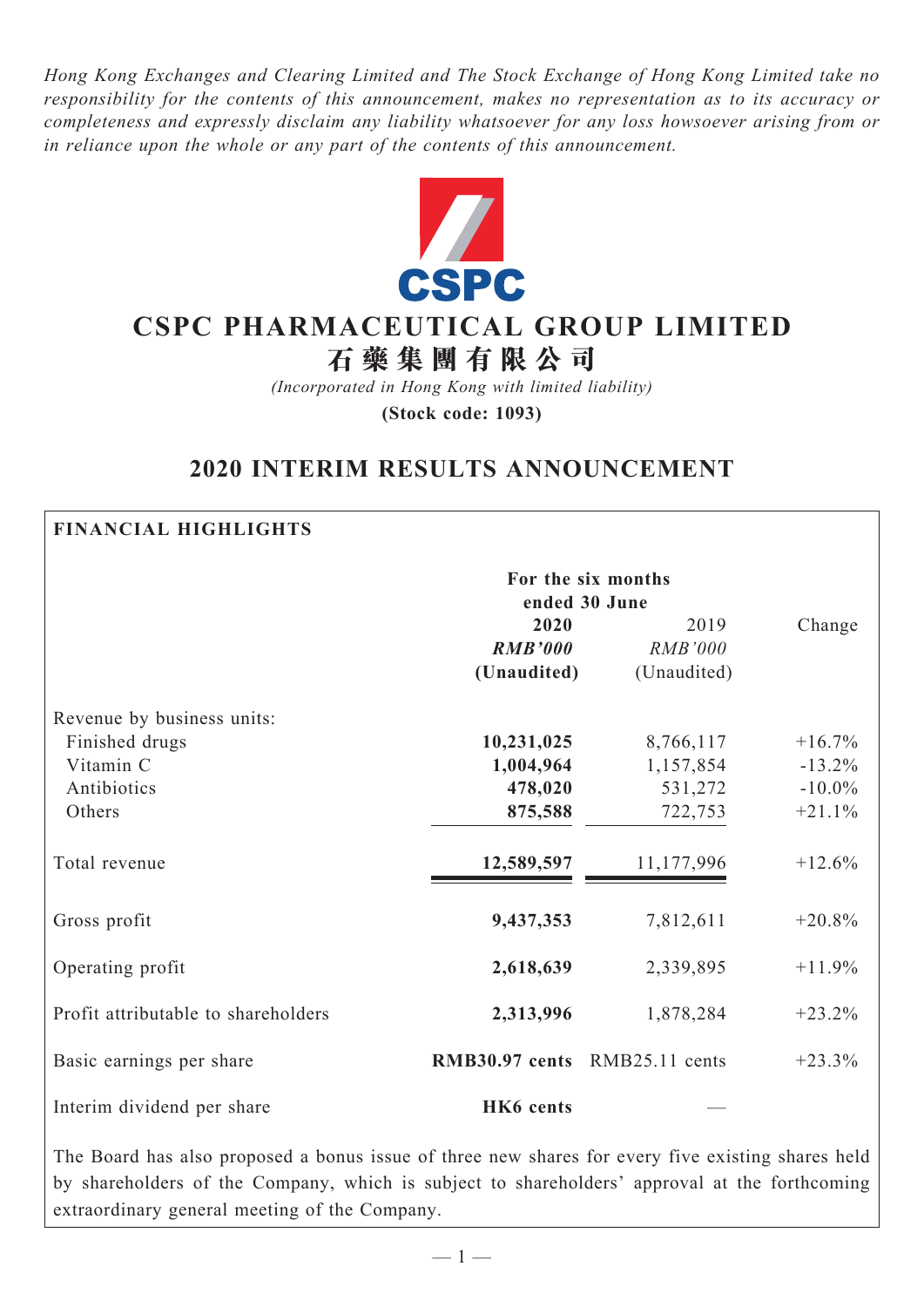*Hong Kong Exchanges and Clearing Limited and The Stock Exchange of Hong Kong Limited take no responsibility for the contents of this announcement, makes no representation as to its accuracy or completeness and expressly disclaim any liability whatsoever for any loss howsoever arising from or in reliance upon the whole or any part of the contents of this announcement.*

CSPC

# CSPC PHARMACEUTICAL GROUP LIMITED
# 石藥集團有限公司

*(Incorporated in Hong Kong with limited liability)*

**(Stock code: 1093)**

## 2020 INTERIM RESULTS ANNOUNCEMENT

**FINANCIAL HIGHLIGHTS**

| | For the six months ended 30 June | | |
|---|---|---|---|
| | **2020** | 2019 | Change |
| | ***RMB'000*** | *RMB'000* | |
| | **(Unaudited)** | (Unaudited) | |
| Revenue by business units: | | | |
| Finished drugs | **10,231,025** | 8,766,117 | +16.7% |
| Vitamin C | **1,004,964** | 1,157,854 | -13.2% |
| Antibiotics | **478,020** | 531,272 | -10.0% |
| Others | **875,588** | 722,753 | +21.1% |
| Total revenue | **12,589,597** | 11,177,996 | +12.6% |
| Gross profit | **9,437,353** | 7,812,611 | +20.8% |
| Operating profit | **2,618,639** | 2,339,895 | +11.9% |
| Profit attributable to shareholders | **2,313,996** | 1,878,284 | +23.2% |
| Basic earnings per share | **RMB30.97 cents** | RMB25.11 cents | +23.3% |
| Interim dividend per share | **HK6 cents** | — | |

The Board has also proposed a bonus issue of three new shares for every five existing shares held by shareholders of the Company, which is subject to shareholders' approval at the forthcoming extraordinary general meeting of the Company.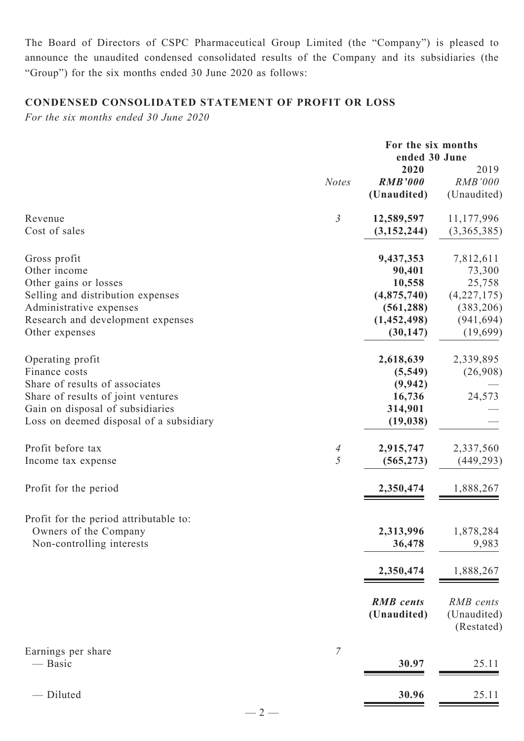The Board of Directors of CSPC Pharmaceutical Group Limited (the "Company") is pleased to announce the unaudited condensed consolidated results of the Company and its subsidiaries (the "Group") for the six months ended 30 June 2020 as follows:

## CONDENSED CONSOLIDATED STATEMENT OF PROFIT OR LOSS

*For the six months ended 30 June 2020*

| | *Notes* | For the six months ended 30 June | |
|---|---|---|---|
| | | **2020** | 2019 |
| | | ***RMB'000*** | *RMB'000* |
| | | **(Unaudited)** | (Unaudited) |
| Revenue | *3* | **12,589,597** | 11,177,996 |
| Cost of sales | | **(3,152,244)** | (3,365,385) |
| Gross profit | | **9,437,353** | 7,812,611 |
| Other income | | **90,401** | 73,300 |
| Other gains or losses | | **10,558** | 25,758 |
| Selling and distribution expenses | | **(4,875,740)** | (4,227,175) |
| Administrative expenses | | **(561,288)** | (383,206) |
| Research and development expenses | | **(1,452,498)** | (941,694) |
| Other expenses | | **(30,147)** | (19,699) |
| Operating profit | | **2,618,639** | 2,339,895 |
| Finance costs | | **(5,549)** | (26,908) |
| Share of results of associates | | **(9,942)** | — |
| Share of results of joint ventures | | **16,736** | 24,573 |
| Gain on disposal of subsidiaries | | **314,901** | — |
| Loss on deemed disposal of a subsidiary | | **(19,038)** | — |
| Profit before tax | *4* | **2,915,747** | 2,337,560 |
| Income tax expense | *5* | **(565,273)** | (449,293) |
| Profit for the period | | **2,350,474** | 1,888,267 |
| Profit for the period attributable to: | | | |
| Owners of the Company | | **2,313,996** | 1,878,284 |
| Non-controlling interests | | **36,478** | 9,983 |
| | | **2,350,474** | 1,888,267 |
| | | ***RMB cents*** | *RMB cents* |
| | | **(Unaudited)** | (Unaudited) (Restated) |
| Earnings per share | *7* | | |
| — Basic | | **30.97** | 25.11 |
| — Diluted | | **30.96** | 25.11 |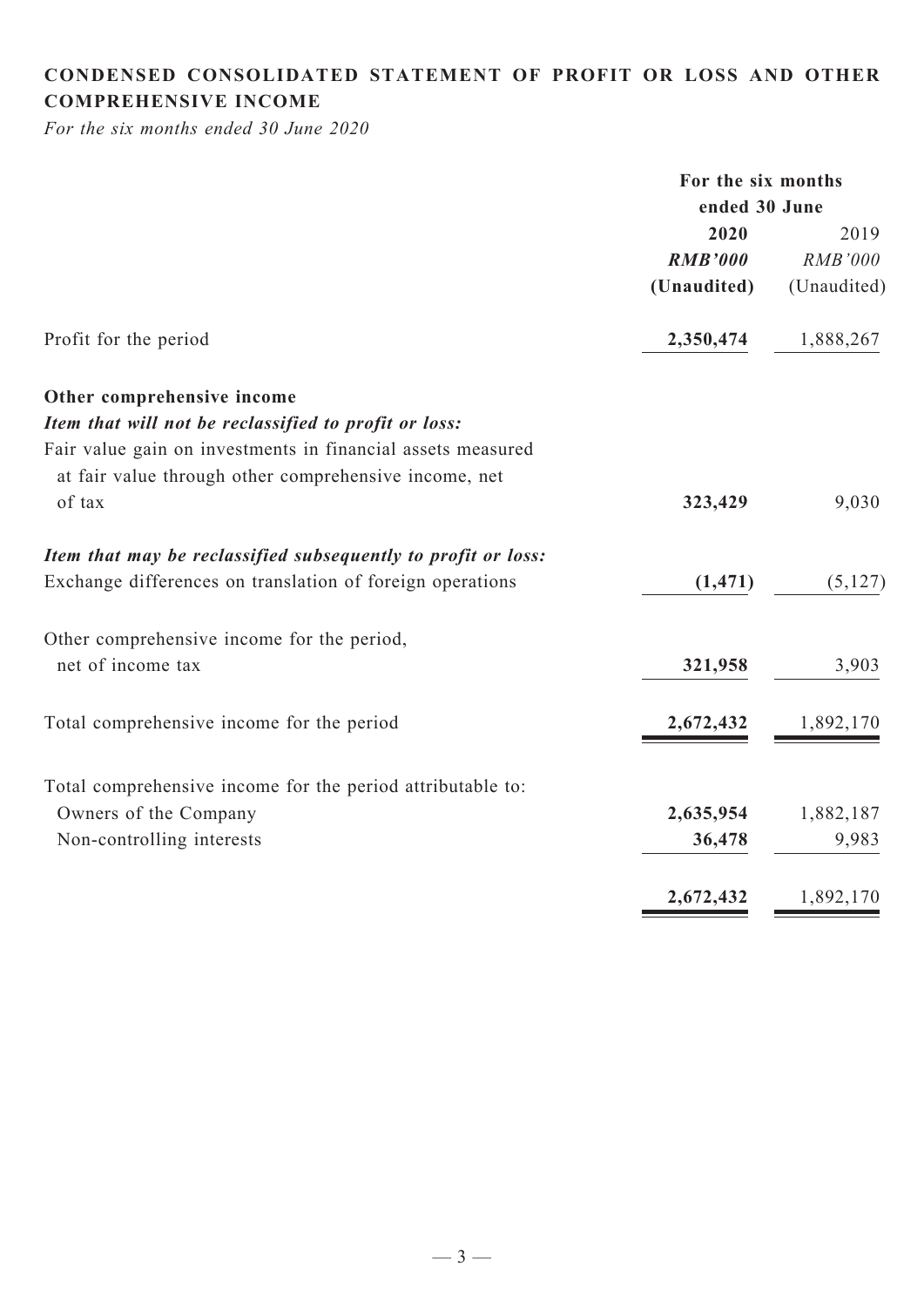## CONDENSED CONSOLIDATED STATEMENT OF PROFIT OR LOSS AND OTHER COMPREHENSIVE INCOME

*For the six months ended 30 June 2020*

| | For the six months ended 30 June | |
|---|---|---|
| | **2020** | 2019 |
| | ***RMB'000*** | *RMB'000* |
| | **(Unaudited)** | (Unaudited) |
| Profit for the period | **2,350,474** | 1,888,267 |
| **Other comprehensive income** | | |
| ***Item that will not be reclassified to profit or loss:*** | | |
| Fair value gain on investments in financial assets measured at fair value through other comprehensive income, net of tax | **323,429** | 9,030 |
| ***Item that may be reclassified subsequently to profit or loss:*** | | |
| Exchange differences on translation of foreign operations | **(1,471)** | (5,127) |
| Other comprehensive income for the period, net of income tax | **321,958** | 3,903 |
| Total comprehensive income for the period | **2,672,432** | 1,892,170 |
| Total comprehensive income for the period attributable to: | | |
| Owners of the Company | **2,635,954** | 1,882,187 |
| Non-controlling interests | **36,478** | 9,983 |
| | **2,672,432** | 1,892,170 |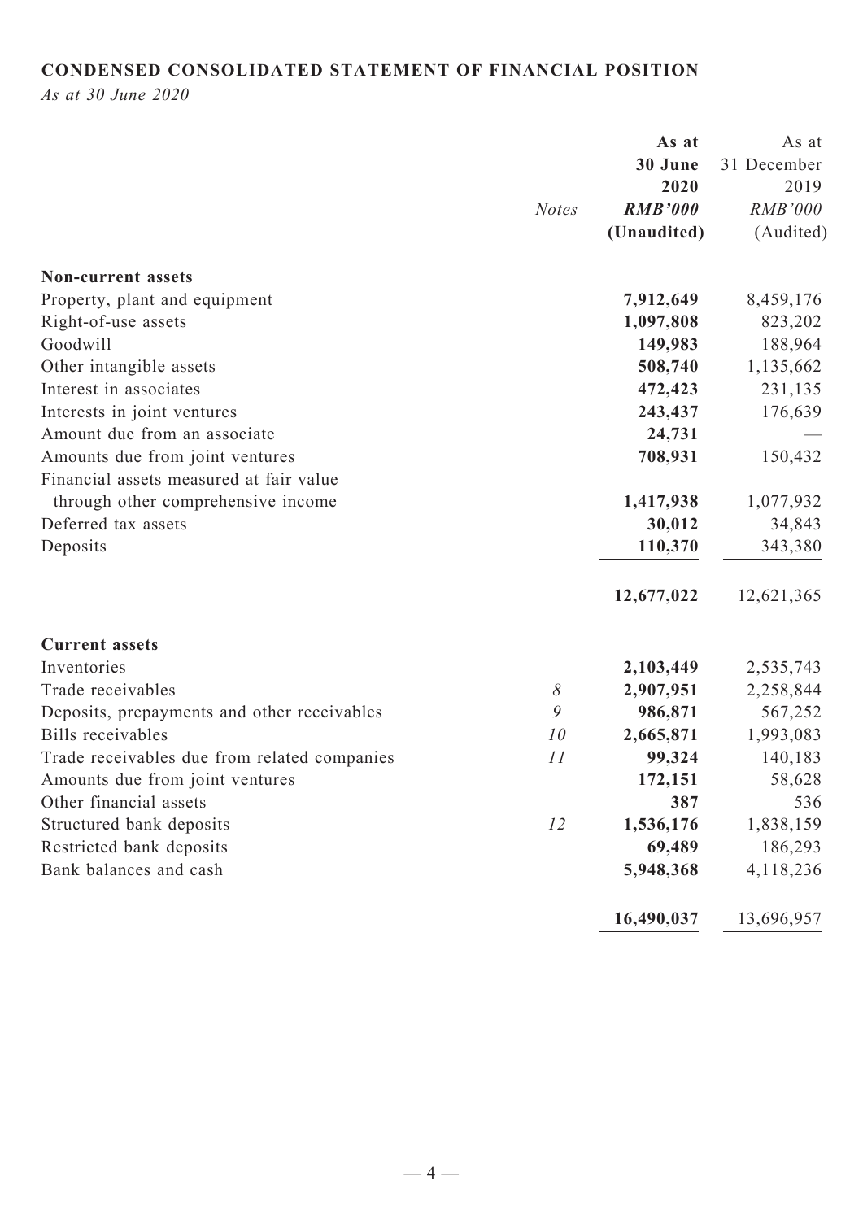## CONDENSED CONSOLIDATED STATEMENT OF FINANCIAL POSITION

*As at 30 June 2020*

| | *Notes* | **As at 30 June 2020** ***RMB'000*** **(Unaudited)** | As at 31 December 2019 *RMB'000* (Audited) |
|---|---|---|---|
| **Non-current assets** | | | |
| Property, plant and equipment | | **7,912,649** | 8,459,176 |
| Right-of-use assets | | **1,097,808** | 823,202 |
| Goodwill | | **149,983** | 188,964 |
| Other intangible assets | | **508,740** | 1,135,662 |
| Interest in associates | | **472,423** | 231,135 |
| Interests in joint ventures | | **243,437** | 176,639 |
| Amount due from an associate | | **24,731** | — |
| Amounts due from joint ventures | | **708,931** | 150,432 |
| Financial assets measured at fair value through other comprehensive income | | **1,417,938** | 1,077,932 |
| Deferred tax assets | | **30,012** | 34,843 |
| Deposits | | **110,370** | 343,380 |
| | | **12,677,022** | 12,621,365 |
| **Current assets** | | | |
| Inventories | | **2,103,449** | 2,535,743 |
| Trade receivables | *8* | **2,907,951** | 2,258,844 |
| Deposits, prepayments and other receivables | *9* | **986,871** | 567,252 |
| Bills receivables | *10* | **2,665,871** | 1,993,083 |
| Trade receivables due from related companies | *11* | **99,324** | 140,183 |
| Amounts due from joint ventures | | **172,151** | 58,628 |
| Other financial assets | | **387** | 536 |
| Structured bank deposits | *12* | **1,536,176** | 1,838,159 |
| Restricted bank deposits | | **69,489** | 186,293 |
| Bank balances and cash | | **5,948,368** | 4,118,236 |
| | | **16,490,037** | 13,696,957 |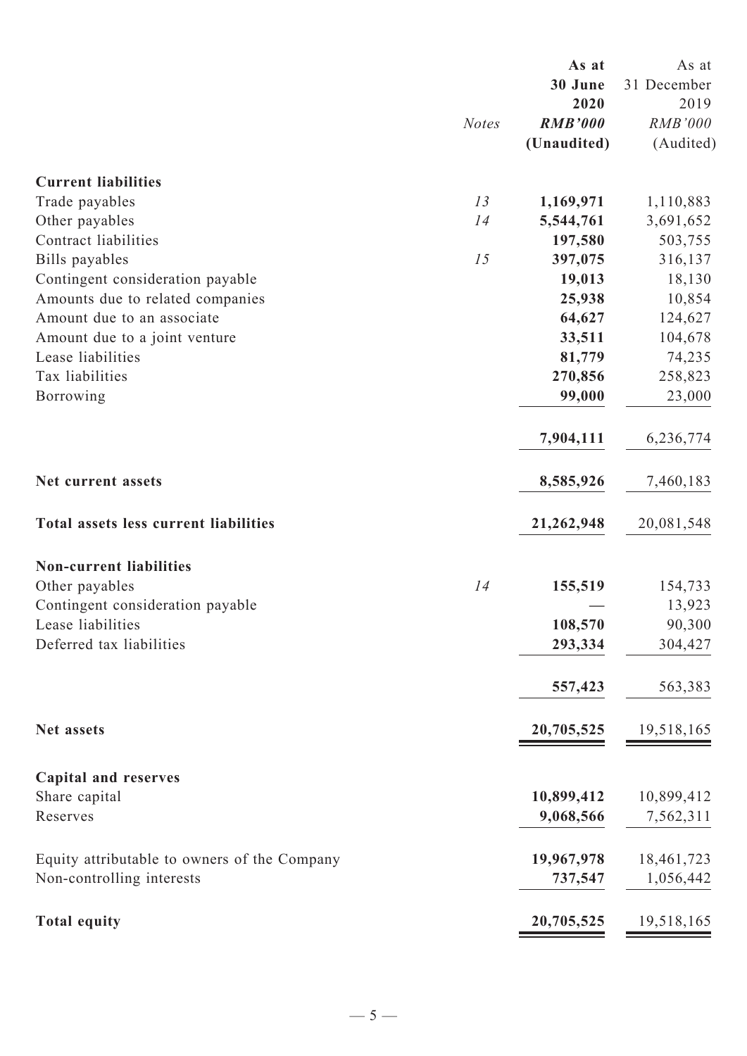| | Notes | As at 30 June 2020 RMB'000 (Unaudited) | As at 31 December 2019 RMB'000 (Audited) |
|---|---|---|---|
| **Current liabilities** | | | |
| Trade payables | 13 | **1,169,971** | 1,110,883 |
| Other payables | 14 | **5,544,761** | 3,691,652 |
| Contract liabilities | | **197,580** | 503,755 |
| Bills payables | 15 | **397,075** | 316,137 |
| Contingent consideration payable | | **19,013** | 18,130 |
| Amounts due to related companies | | **25,938** | 10,854 |
| Amount due to an associate | | **64,627** | 124,627 |
| Amount due to a joint venture | | **33,511** | 104,678 |
| Lease liabilities | | **81,779** | 74,235 |
| Tax liabilities | | **270,856** | 258,823 |
| Borrowing | | **99,000** | 23,000 |
| | | **7,904,111** | 6,236,774 |
| **Net current assets** | | **8,585,926** | 7,460,183 |
| **Total assets less current liabilities** | | **21,262,948** | 20,081,548 |
| **Non-current liabilities** | | | |
| Other payables | 14 | **155,519** | 154,733 |
| Contingent consideration payable | | **—** | 13,923 |
| Lease liabilities | | **108,570** | 90,300 |
| Deferred tax liabilities | | **293,334** | 304,427 |
| | | **557,423** | 563,383 |
| **Net assets** | | **20,705,525** | 19,518,165 |
| **Capital and reserves** | | | |
| Share capital | | **10,899,412** | 10,899,412 |
| Reserves | | **9,068,566** | 7,562,311 |
| Equity attributable to owners of the Company | | **19,967,978** | 18,461,723 |
| Non-controlling interests | | **737,547** | 1,056,442 |
| **Total equity** | | **20,705,525** | 19,518,165 |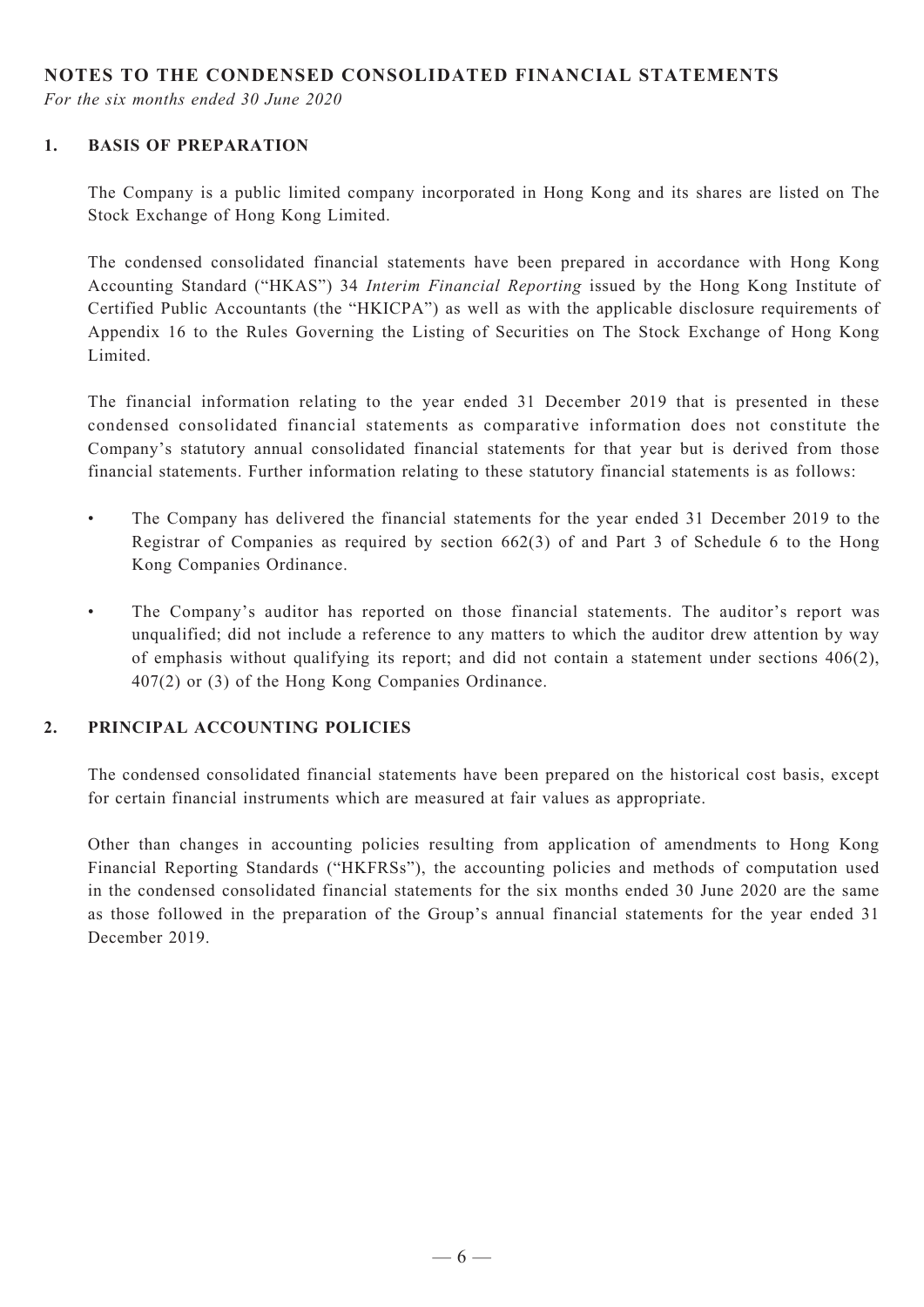## NOTES TO THE CONDENSED CONSOLIDATED FINANCIAL STATEMENTS

*For the six months ended 30 June 2020*

### 1. BASIS OF PREPARATION

The Company is a public limited company incorporated in Hong Kong and its shares are listed on The Stock Exchange of Hong Kong Limited.

The condensed consolidated financial statements have been prepared in accordance with Hong Kong Accounting Standard ("HKAS") 34 *Interim Financial Reporting* issued by the Hong Kong Institute of Certified Public Accountants (the "HKICPA") as well as with the applicable disclosure requirements of Appendix 16 to the Rules Governing the Listing of Securities on The Stock Exchange of Hong Kong Limited.

The financial information relating to the year ended 31 December 2019 that is presented in these condensed consolidated financial statements as comparative information does not constitute the Company's statutory annual consolidated financial statements for that year but is derived from those financial statements. Further information relating to these statutory financial statements is as follows:

- The Company has delivered the financial statements for the year ended 31 December 2019 to the Registrar of Companies as required by section 662(3) of and Part 3 of Schedule 6 to the Hong Kong Companies Ordinance.
- The Company's auditor has reported on those financial statements. The auditor's report was unqualified; did not include a reference to any matters to which the auditor drew attention by way of emphasis without qualifying its report; and did not contain a statement under sections 406(2), 407(2) or (3) of the Hong Kong Companies Ordinance.

### 2. PRINCIPAL ACCOUNTING POLICIES

The condensed consolidated financial statements have been prepared on the historical cost basis, except for certain financial instruments which are measured at fair values as appropriate.

Other than changes in accounting policies resulting from application of amendments to Hong Kong Financial Reporting Standards ("HKFRSs"), the accounting policies and methods of computation used in the condensed consolidated financial statements for the six months ended 30 June 2020 are the same as those followed in the preparation of the Group's annual financial statements for the year ended 31 December 2019.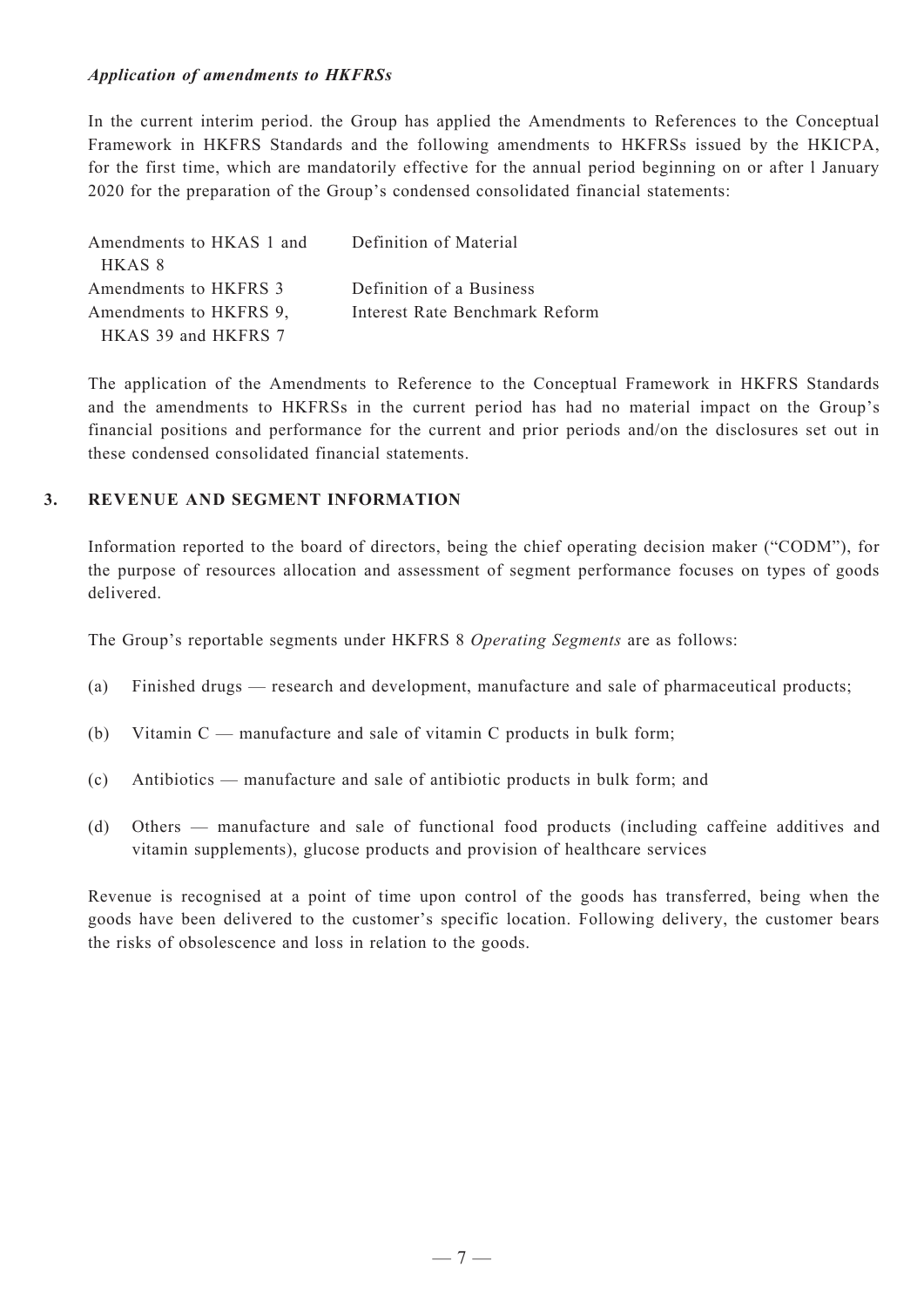***Application of amendments to HKFRSs***

In the current interim period. the Group has applied the Amendments to References to the Conceptual Framework in HKFRS Standards and the following amendments to HKFRSs issued by the HKICPA, for the first time, which are mandatorily effective for the annual period beginning on or after l January 2020 for the preparation of the Group's condensed consolidated financial statements:

| | |
|---|---|
| Amendments to HKAS 1 and HKAS 8 | Definition of Material |
| Amendments to HKFRS 3 | Definition of a Business |
| Amendments to HKFRS 9, HKAS 39 and HKFRS 7 | Interest Rate Benchmark Reform |

The application of the Amendments to Reference to the Conceptual Framework in HKFRS Standards and the amendments to HKFRSs in the current period has had no material impact on the Group's financial positions and performance for the current and prior periods and/on the disclosures set out in these condensed consolidated financial statements.

## 3. REVENUE AND SEGMENT INFORMATION

Information reported to the board of directors, being the chief operating decision maker ("CODM"), for the purpose of resources allocation and assessment of segment performance focuses on types of goods delivered.

The Group's reportable segments under HKFRS 8 *Operating Segments* are as follows:

(a) Finished drugs — research and development, manufacture and sale of pharmaceutical products;

(b) Vitamin C — manufacture and sale of vitamin C products in bulk form;

(c) Antibiotics — manufacture and sale of antibiotic products in bulk form; and

(d) Others — manufacture and sale of functional food products (including caffeine additives and vitamin supplements), glucose products and provision of healthcare services

Revenue is recognised at a point of time upon control of the goods has transferred, being when the goods have been delivered to the customer's specific location. Following delivery, the customer bears the risks of obsolescence and loss in relation to the goods.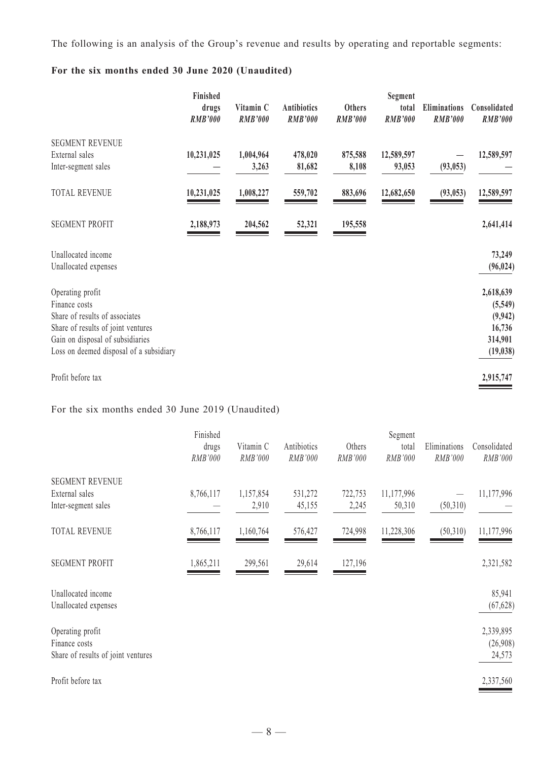The following is an analysis of the Group's revenue and results by operating and reportable segments:

**For the six months ended 30 June 2020 (Unaudited)**

| | **Finished drugs** *RMB'000* | **Vitamin C** *RMB'000* | **Antibiotics** *RMB'000* | **Others** *RMB'000* | **Segment total** *RMB'000* | **Eliminations** *RMB'000* | **Consolidated** *RMB'000* |
|---|---|---|---|---|---|---|---|
| SEGMENT REVENUE | | | | | | | |
| External sales | **10,231,025** | **1,004,964** | **478,020** | **875,588** | **12,589,597** | **—** | **12,589,597** |
| Inter-segment sales | **—** | **3,263** | **81,682** | **8,108** | **93,053** | **(93,053)** | **—** |
| TOTAL REVENUE | **10,231,025** | **1,008,227** | **559,702** | **883,696** | **12,682,650** | **(93,053)** | **12,589,597** |
| SEGMENT PROFIT | **2,188,973** | **204,562** | **52,321** | **195,558** | | | **2,641,414** |
| Unallocated income | | | | | | | **73,249** |
| Unallocated expenses | | | | | | | **(96,024)** |
| Operating profit | | | | | | | **2,618,639** |
| Finance costs | | | | | | | **(5,549)** |
| Share of results of associates | | | | | | | **(9,942)** |
| Share of results of joint ventures | | | | | | | **16,736** |
| Gain on disposal of subsidiaries | | | | | | | **314,901** |
| Loss on deemed disposal of a subsidiary | | | | | | | **(19,038)** |
| Profit before tax | | | | | | | **2,915,747** |

For the six months ended 30 June 2019 (Unaudited)

| | Finished drugs *RMB'000* | Vitamin C *RMB'000* | Antibiotics *RMB'000* | Others *RMB'000* | Segment total *RMB'000* | Eliminations *RMB'000* | Consolidated *RMB'000* |
|---|---|---|---|---|---|---|---|
| SEGMENT REVENUE | | | | | | | |
| External sales | 8,766,117 | 1,157,854 | 531,272 | 722,753 | 11,177,996 | — | 11,177,996 |
| Inter-segment sales | — | 2,910 | 45,155 | 2,245 | 50,310 | (50,310) | — |
| TOTAL REVENUE | 8,766,117 | 1,160,764 | 576,427 | 724,998 | 11,228,306 | (50,310) | 11,177,996 |
| SEGMENT PROFIT | 1,865,211 | 299,561 | 29,614 | 127,196 | | | 2,321,582 |
| Unallocated income | | | | | | | 85,941 |
| Unallocated expenses | | | | | | | (67,628) |
| Operating profit | | | | | | | 2,339,895 |
| Finance costs | | | | | | | (26,908) |
| Share of results of joint ventures | | | | | | | 24,573 |
| Profit before tax | | | | | | | 2,337,560 |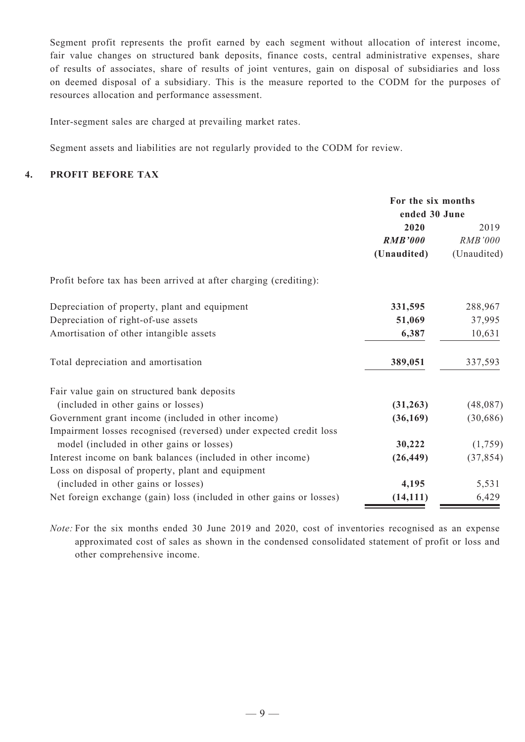Segment profit represents the profit earned by each segment without allocation of interest income, fair value changes on structured bank deposits, finance costs, central administrative expenses, share of results of associates, share of results of joint ventures, gain on disposal of subsidiaries and loss on deemed disposal of a subsidiary. This is the measure reported to the CODM for the purposes of resources allocation and performance assessment.

Inter-segment sales are charged at prevailing market rates.

Segment assets and liabilities are not regularly provided to the CODM for review.

## 4. PROFIT BEFORE TAX

| | For the six months ended 30 June | |
|---|---|---|
| | **2020** | 2019 |
| | ***RMB'000*** | *RMB'000* |
| | **(Unaudited)** | (Unaudited) |
| Profit before tax has been arrived at after charging (crediting): | | |
| Depreciation of property, plant and equipment | **331,595** | 288,967 |
| Depreciation of right-of-use assets | **51,069** | 37,995 |
| Amortisation of other intangible assets | **6,387** | 10,631 |
| Total depreciation and amortisation | **389,051** | 337,593 |
| Fair value gain on structured bank deposits (included in other gains or losses) | **(31,263)** | (48,087) |
| Government grant income (included in other income) | **(36,169)** | (30,686) |
| Impairment losses recognised (reversed) under expected credit loss model (included in other gains or losses) | **30,222** | (1,759) |
| Interest income on bank balances (included in other income) | **(26,449)** | (37,854) |
| Loss on disposal of property, plant and equipment (included in other gains or losses) | **4,195** | 5,531 |
| Net foreign exchange (gain) loss (included in other gains or losses) | **(14,111)** | 6,429 |

*Note:* For the six months ended 30 June 2019 and 2020, cost of inventories recognised as an expense approximated cost of sales as shown in the condensed consolidated statement of profit or loss and other comprehensive income.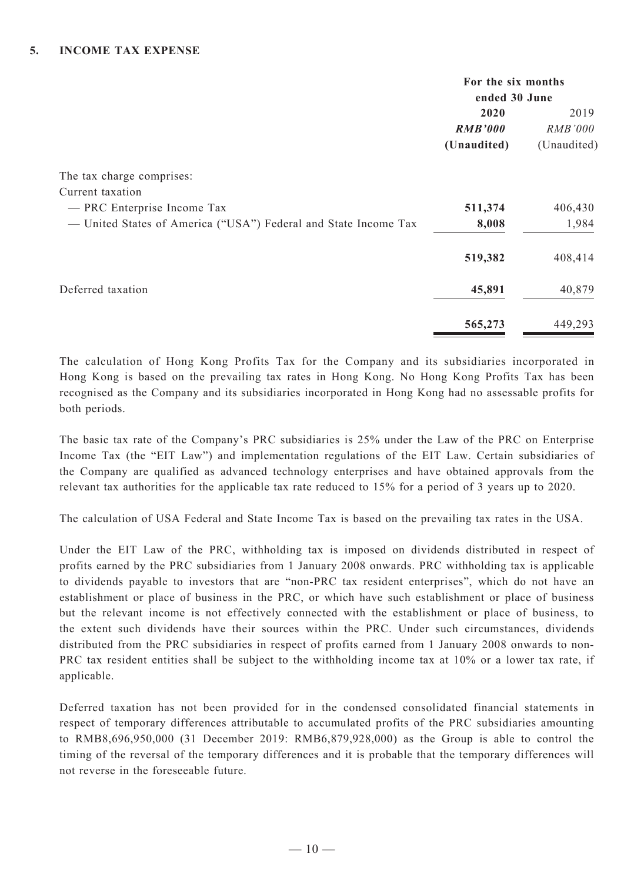## 5. INCOME TAX EXPENSE

| | For the six months ended 30 June | |
|---|---|---|
| | **2020** | 2019 |
| | ***RMB'000*** | *RMB'000* |
| | **(Unaudited)** | (Unaudited) |
| The tax charge comprises: | | |
| Current taxation | | |
| — PRC Enterprise Income Tax | **511,374** | 406,430 |
| — United States of America ("USA") Federal and State Income Tax | **8,008** | 1,984 |
| | **519,382** | 408,414 |
| Deferred taxation | **45,891** | 40,879 |
| | **565,273** | 449,293 |

The calculation of Hong Kong Profits Tax for the Company and its subsidiaries incorporated in Hong Kong is based on the prevailing tax rates in Hong Kong. No Hong Kong Profits Tax has been recognised as the Company and its subsidiaries incorporated in Hong Kong had no assessable profits for both periods.

The basic tax rate of the Company's PRC subsidiaries is 25% under the Law of the PRC on Enterprise Income Tax (the "EIT Law") and implementation regulations of the EIT Law. Certain subsidiaries of the Company are qualified as advanced technology enterprises and have obtained approvals from the relevant tax authorities for the applicable tax rate reduced to 15% for a period of 3 years up to 2020.

The calculation of USA Federal and State Income Tax is based on the prevailing tax rates in the USA.

Under the EIT Law of the PRC, withholding tax is imposed on dividends distributed in respect of profits earned by the PRC subsidiaries from 1 January 2008 onwards. PRC withholding tax is applicable to dividends payable to investors that are "non-PRC tax resident enterprises", which do not have an establishment or place of business in the PRC, or which have such establishment or place of business but the relevant income is not effectively connected with the establishment or place of business, to the extent such dividends have their sources within the PRC. Under such circumstances, dividends distributed from the PRC subsidiaries in respect of profits earned from 1 January 2008 onwards to non-PRC tax resident entities shall be subject to the withholding income tax at 10% or a lower tax rate, if applicable.

Deferred taxation has not been provided for in the condensed consolidated financial statements in respect of temporary differences attributable to accumulated profits of the PRC subsidiaries amounting to RMB8,696,950,000 (31 December 2019: RMB6,879,928,000) as the Group is able to control the timing of the reversal of the temporary differences and it is probable that the temporary differences will not reverse in the foreseeable future.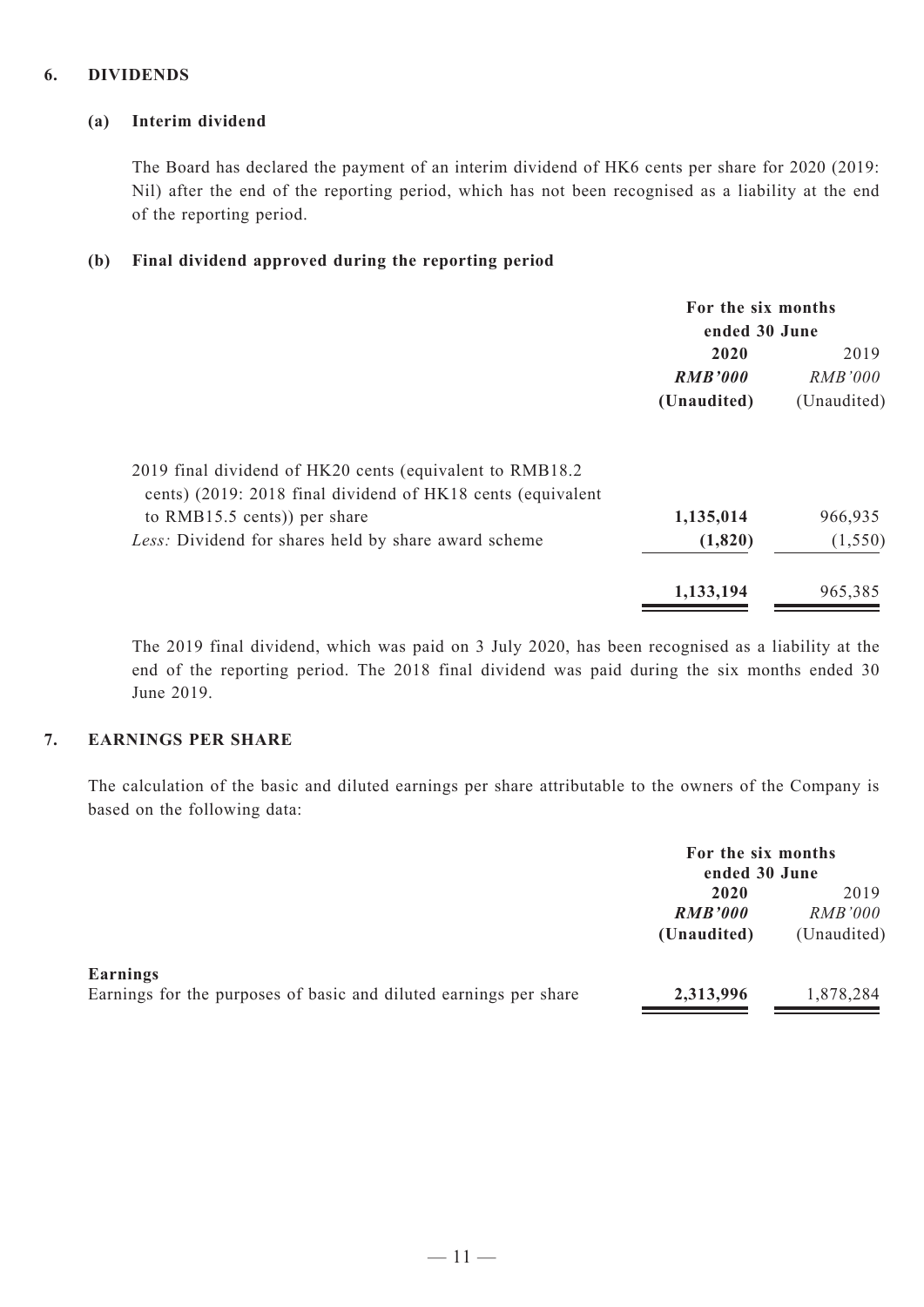## 6. DIVIDENDS

### (a) Interim dividend

The Board has declared the payment of an interim dividend of HK6 cents per share for 2020 (2019: Nil) after the end of the reporting period, which has not been recognised as a liability at the end of the reporting period.

### (b) Final dividend approved during the reporting period

| | For the six months ended 30 June | |
|---|---|---|
| | **2020** | 2019 |
| | ***RMB'000*** | *RMB'000* |
| | **(Unaudited)** | (Unaudited) |
| 2019 final dividend of HK20 cents (equivalent to RMB18.2 cents) (2019: 2018 final dividend of HK18 cents (equivalent to RMB15.5 cents)) per share | **1,135,014** | 966,935 |
| *Less:* Dividend for shares held by share award scheme | **(1,820)** | (1,550) |
| | **1,133,194** | 965,385 |

The 2019 final dividend, which was paid on 3 July 2020, has been recognised as a liability at the end of the reporting period. The 2018 final dividend was paid during the six months ended 30 June 2019.

## 7. EARNINGS PER SHARE

The calculation of the basic and diluted earnings per share attributable to the owners of the Company is based on the following data:

| | For the six months ended 30 June | |
|---|---|---|
| | **2020** | 2019 |
| | ***RMB'000*** | *RMB'000* |
| | **(Unaudited)** | (Unaudited) |
| **Earnings** | | |
| Earnings for the purposes of basic and diluted earnings per share | **2,313,996** | 1,878,284 |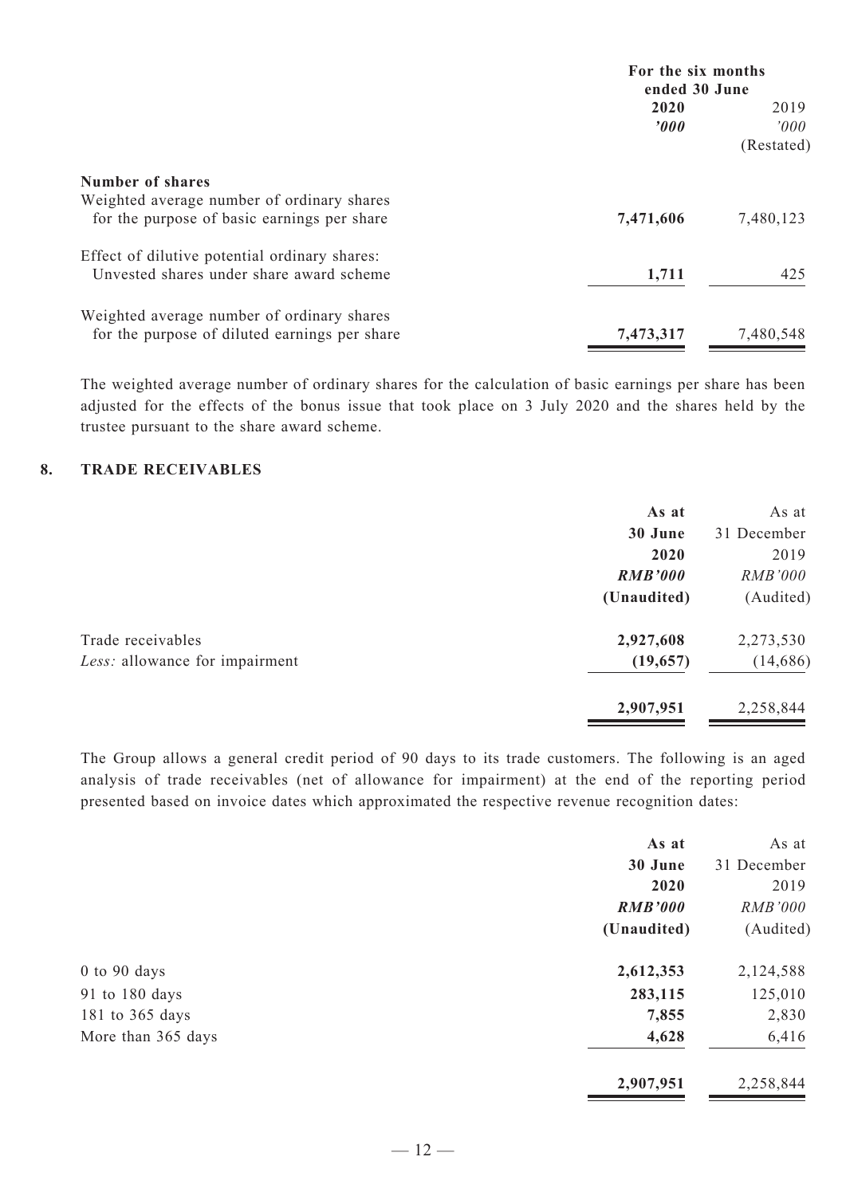| | For the six months ended 30 June | |
|---|---|---|
| | **2020** | 2019 |
| | ***'000*** | *'000* |
| | | (Restated) |
| **Number of shares** | | |
| Weighted average number of ordinary shares for the purpose of basic earnings per share | **7,471,606** | 7,480,123 |
| Effect of dilutive potential ordinary shares: Unvested shares under share award scheme | **1,711** | 425 |
| Weighted average number of ordinary shares for the purpose of diluted earnings per share | **7,473,317** | 7,480,548 |

The weighted average number of ordinary shares for the calculation of basic earnings per share has been adjusted for the effects of the bonus issue that took place on 3 July 2020 and the shares held by the trustee pursuant to the share award scheme.

## 8. TRADE RECEIVABLES

| | **As at 30 June 2020** | As at 31 December 2019 |
|---|---|---|
| | ***RMB'000*** | *RMB'000* |
| | **(Unaudited)** | (Audited) |
| Trade receivables | **2,927,608** | 2,273,530 |
| *Less:* allowance for impairment | **(19,657)** | (14,686) |
| | **2,907,951** | 2,258,844 |

The Group allows a general credit period of 90 days to its trade customers. The following is an aged analysis of trade receivables (net of allowance for impairment) at the end of the reporting period presented based on invoice dates which approximated the respective revenue recognition dates:

| | **As at 30 June 2020** | As at 31 December 2019 |
|---|---|---|
| | ***RMB'000*** | *RMB'000* |
| | **(Unaudited)** | (Audited) |
| 0 to 90 days | **2,612,353** | 2,124,588 |
| 91 to 180 days | **283,115** | 125,010 |
| 181 to 365 days | **7,855** | 2,830 |
| More than 365 days | **4,628** | 6,416 |
| | **2,907,951** | 2,258,844 |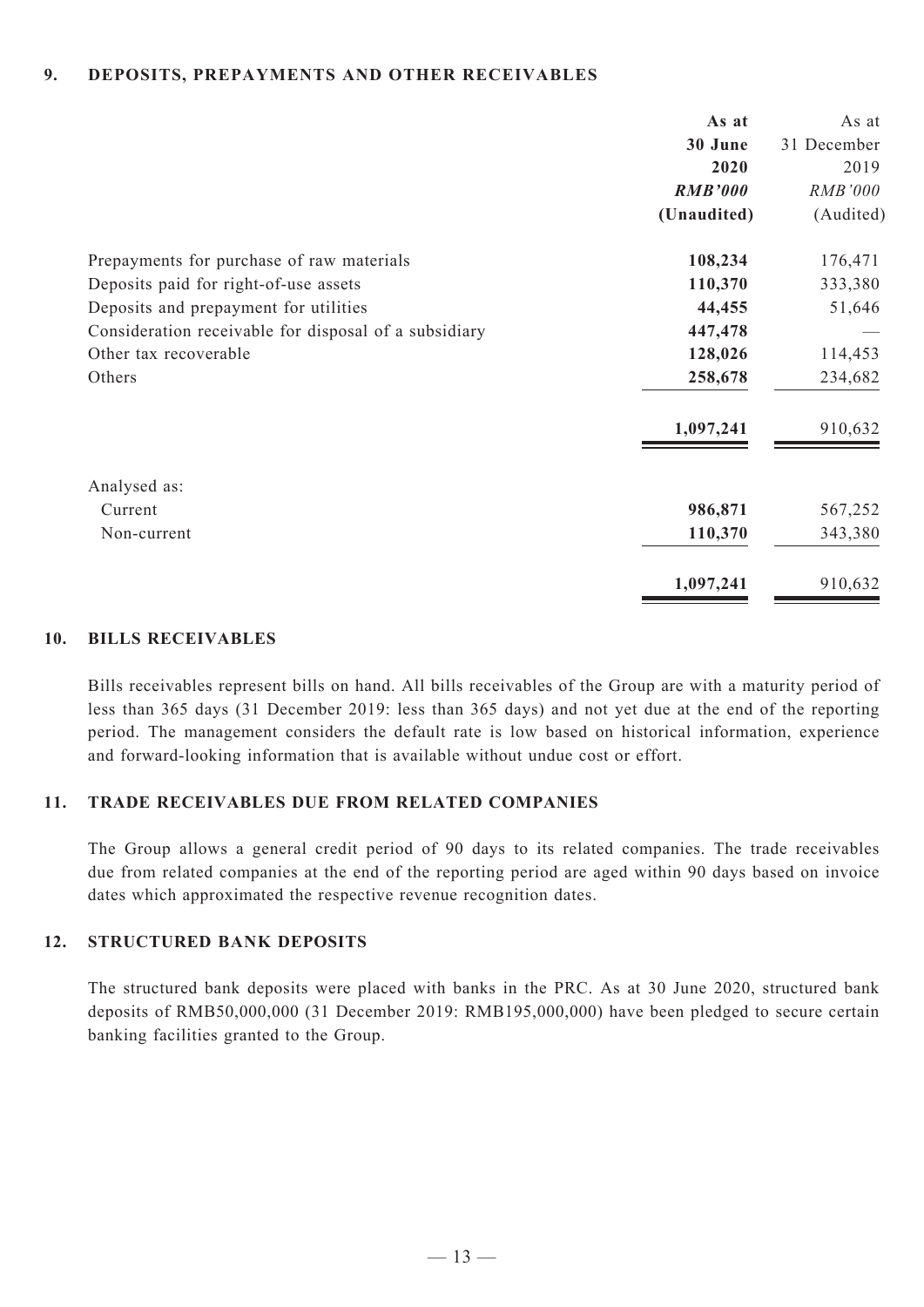## 9. DEPOSITS, PREPAYMENTS AND OTHER RECEIVABLES

| | As at 30 June 2020 *RMB'000* (Unaudited) | As at 31 December 2019 *RMB'000* (Audited) |
|---|---|---|
| Prepayments for purchase of raw materials | **108,234** | 176,471 |
| Deposits paid for right-of-use assets | **110,370** | 333,380 |
| Deposits and prepayment for utilities | **44,455** | 51,646 |
| Consideration receivable for disposal of a subsidiary | **447,478** | — |
| Other tax recoverable | **128,026** | 114,453 |
| Others | **258,678** | 234,682 |
| | **1,097,241** | 910,632 |
| Analysed as: | | |
| Current | **986,871** | 567,252 |
| Non-current | **110,370** | 343,380 |
| | **1,097,241** | 910,632 |

## 10. BILLS RECEIVABLES

Bills receivables represent bills on hand. All bills receivables of the Group are with a maturity period of less than 365 days (31 December 2019: less than 365 days) and not yet due at the end of the reporting period. The management considers the default rate is low based on historical information, experience and forward-looking information that is available without undue cost or effort.

## 11. TRADE RECEIVABLES DUE FROM RELATED COMPANIES

The Group allows a general credit period of 90 days to its related companies. The trade receivables due from related companies at the end of the reporting period are aged within 90 days based on invoice dates which approximated the respective revenue recognition dates.

## 12. STRUCTURED BANK DEPOSITS

The structured bank deposits were placed with banks in the PRC. As at 30 June 2020, structured bank deposits of RMB50,000,000 (31 December 2019: RMB195,000,000) have been pledged to secure certain banking facilities granted to the Group.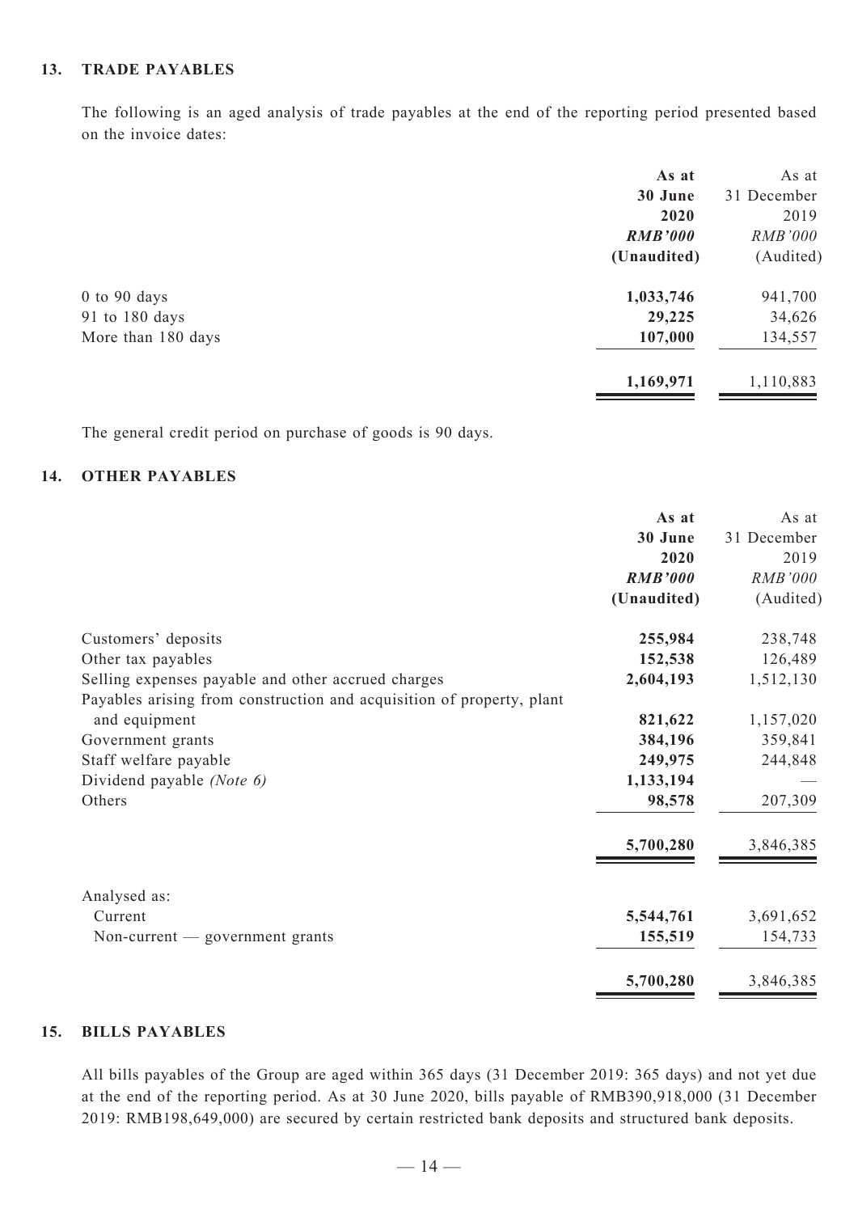## 13. TRADE PAYABLES

The following is an aged analysis of trade payables at the end of the reporting period presented based on the invoice dates:

| | **As at 30 June 2020** | As at 31 December 2019 |
|---|---|---|
| | ***RMB'000*** | *RMB'000* |
| | **(Unaudited)** | (Audited) |
| 0 to 90 days | **1,033,746** | 941,700 |
| 91 to 180 days | **29,225** | 34,626 |
| More than 180 days | **107,000** | 134,557 |
| | **1,169,971** | 1,110,883 |

The general credit period on purchase of goods is 90 days.

## 14. OTHER PAYABLES

| | **As at 30 June 2020** | As at 31 December 2019 |
|---|---|---|
| | ***RMB'000*** | *RMB'000* |
| | **(Unaudited)** | (Audited) |
| Customers' deposits | **255,984** | 238,748 |
| Other tax payables | **152,538** | 126,489 |
| Selling expenses payable and other accrued charges | **2,604,193** | 1,512,130 |
| Payables arising from construction and acquisition of property, plant and equipment | **821,622** | 1,157,020 |
| Government grants | **384,196** | 359,841 |
| Staff welfare payable | **249,975** | 244,848 |
| Dividend payable *(Note 6)* | **1,133,194** | — |
| Others | **98,578** | 207,309 |
| | **5,700,280** | 3,846,385 |
| Analysed as: | | |
| Current | **5,544,761** | 3,691,652 |
| Non-current — government grants | **155,519** | 154,733 |
| | **5,700,280** | 3,846,385 |

## 15. BILLS PAYABLES

All bills payables of the Group are aged within 365 days (31 December 2019: 365 days) and not yet due at the end of the reporting period. As at 30 June 2020, bills payable of RMB390,918,000 (31 December 2019: RMB198,649,000) are secured by certain restricted bank deposits and structured bank deposits.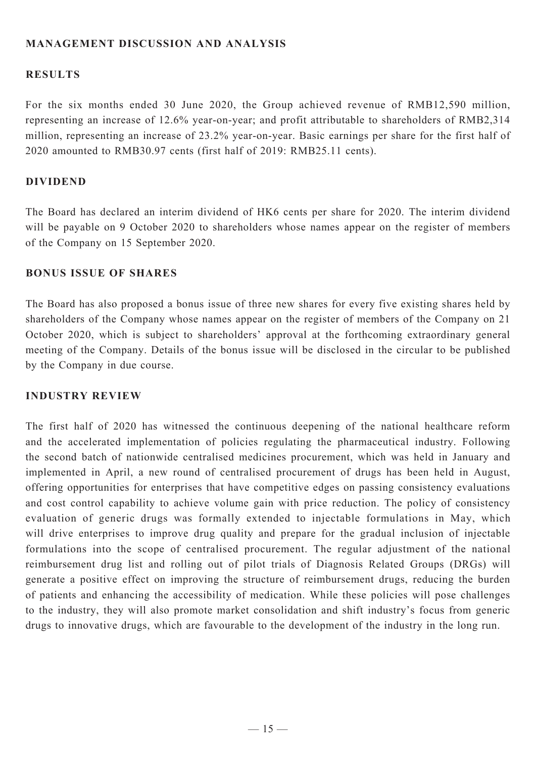## MANAGEMENT DISCUSSION AND ANALYSIS

### RESULTS

For the six months ended 30 June 2020, the Group achieved revenue of RMB12,590 million, representing an increase of 12.6% year-on-year; and profit attributable to shareholders of RMB2,314 million, representing an increase of 23.2% year-on-year. Basic earnings per share for the first half of 2020 amounted to RMB30.97 cents (first half of 2019: RMB25.11 cents).

### DIVIDEND

The Board has declared an interim dividend of HK6 cents per share for 2020. The interim dividend will be payable on 9 October 2020 to shareholders whose names appear on the register of members of the Company on 15 September 2020.

### BONUS ISSUE OF SHARES

The Board has also proposed a bonus issue of three new shares for every five existing shares held by shareholders of the Company whose names appear on the register of members of the Company on 21 October 2020, which is subject to shareholders' approval at the forthcoming extraordinary general meeting of the Company. Details of the bonus issue will be disclosed in the circular to be published by the Company in due course.

### INDUSTRY REVIEW

The first half of 2020 has witnessed the continuous deepening of the national healthcare reform and the accelerated implementation of policies regulating the pharmaceutical industry. Following the second batch of nationwide centralised medicines procurement, which was held in January and implemented in April, a new round of centralised procurement of drugs has been held in August, offering opportunities for enterprises that have competitive edges on passing consistency evaluations and cost control capability to achieve volume gain with price reduction. The policy of consistency evaluation of generic drugs was formally extended to injectable formulations in May, which will drive enterprises to improve drug quality and prepare for the gradual inclusion of injectable formulations into the scope of centralised procurement. The regular adjustment of the national reimbursement drug list and rolling out of pilot trials of Diagnosis Related Groups (DRGs) will generate a positive effect on improving the structure of reimbursement drugs, reducing the burden of patients and enhancing the accessibility of medication. While these policies will pose challenges to the industry, they will also promote market consolidation and shift industry's focus from generic drugs to innovative drugs, which are favourable to the development of the industry in the long run.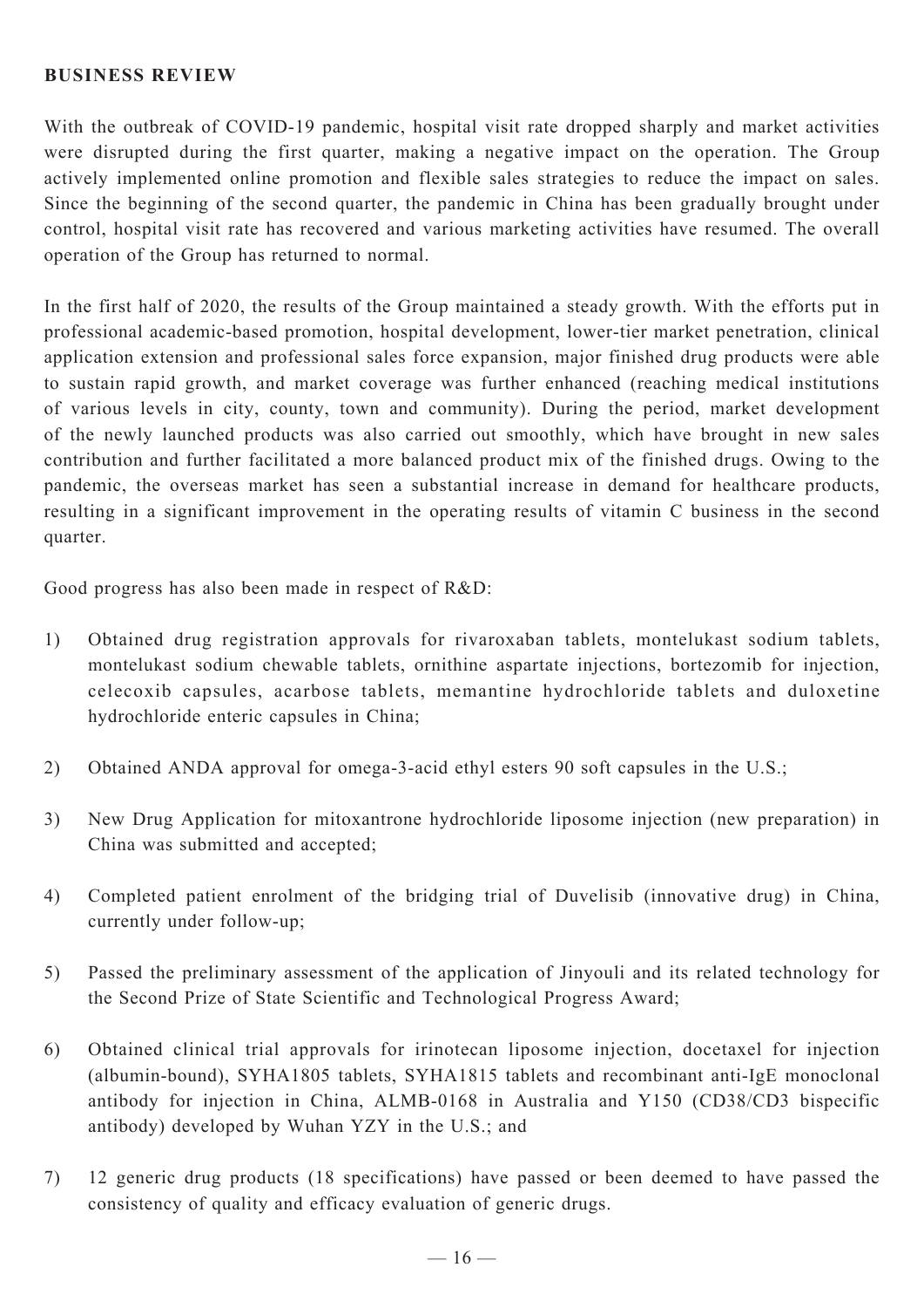## BUSINESS REVIEW

With the outbreak of COVID-19 pandemic, hospital visit rate dropped sharply and market activities were disrupted during the first quarter, making a negative impact on the operation. The Group actively implemented online promotion and flexible sales strategies to reduce the impact on sales. Since the beginning of the second quarter, the pandemic in China has been gradually brought under control, hospital visit rate has recovered and various marketing activities have resumed. The overall operation of the Group has returned to normal.

In the first half of 2020, the results of the Group maintained a steady growth. With the efforts put in professional academic-based promotion, hospital development, lower-tier market penetration, clinical application extension and professional sales force expansion, major finished drug products were able to sustain rapid growth, and market coverage was further enhanced (reaching medical institutions of various levels in city, county, town and community). During the period, market development of the newly launched products was also carried out smoothly, which have brought in new sales contribution and further facilitated a more balanced product mix of the finished drugs. Owing to the pandemic, the overseas market has seen a substantial increase in demand for healthcare products, resulting in a significant improvement in the operating results of vitamin C business in the second quarter.

Good progress has also been made in respect of R&D:

1) Obtained drug registration approvals for rivaroxaban tablets, montelukast sodium tablets, montelukast sodium chewable tablets, ornithine aspartate injections, bortezomib for injection, celecoxib capsules, acarbose tablets, memantine hydrochloride tablets and duloxetine hydrochloride enteric capsules in China;

2) Obtained ANDA approval for omega-3-acid ethyl esters 90 soft capsules in the U.S.;

3) New Drug Application for mitoxantrone hydrochloride liposome injection (new preparation) in China was submitted and accepted;

4) Completed patient enrolment of the bridging trial of Duvelisib (innovative drug) in China, currently under follow-up;

5) Passed the preliminary assessment of the application of Jinyouli and its related technology for the Second Prize of State Scientific and Technological Progress Award;

6) Obtained clinical trial approvals for irinotecan liposome injection, docetaxel for injection (albumin-bound), SYHA1805 tablets, SYHA1815 tablets and recombinant anti-IgE monoclonal antibody for injection in China, ALMB-0168 in Australia and Y150 (CD38/CD3 bispecific antibody) developed by Wuhan YZY in the U.S.; and

7) 12 generic drug products (18 specifications) have passed or been deemed to have passed the consistency of quality and efficacy evaluation of generic drugs.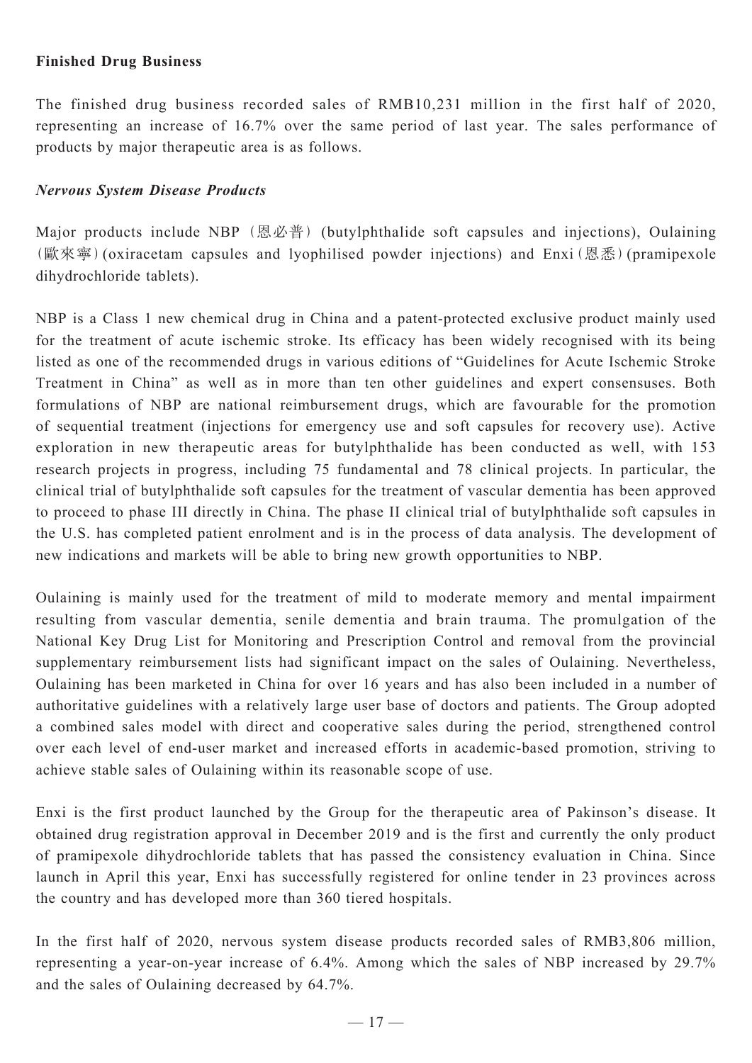**Finished Drug Business**

The finished drug business recorded sales of RMB10,231 million in the first half of 2020, representing an increase of 16.7% over the same period of last year. The sales performance of products by major therapeutic area is as follows.

***Nervous System Disease Products***

Major products include NBP (恩必普) (butylphthalide soft capsules and injections), Oulaining (歐來寧) (oxiracetam capsules and lyophilised powder injections) and Enxi (恩悉) (pramipexole dihydrochloride tablets).

NBP is a Class 1 new chemical drug in China and a patent-protected exclusive product mainly used for the treatment of acute ischemic stroke. Its efficacy has been widely recognised with its being listed as one of the recommended drugs in various editions of "Guidelines for Acute Ischemic Stroke Treatment in China" as well as in more than ten other guidelines and expert consensuses. Both formulations of NBP are national reimbursement drugs, which are favourable for the promotion of sequential treatment (injections for emergency use and soft capsules for recovery use). Active exploration in new therapeutic areas for butylphthalide has been conducted as well, with 153 research projects in progress, including 75 fundamental and 78 clinical projects. In particular, the clinical trial of butylphthalide soft capsules for the treatment of vascular dementia has been approved to proceed to phase III directly in China. The phase II clinical trial of butylphthalide soft capsules in the U.S. has completed patient enrolment and is in the process of data analysis. The development of new indications and markets will be able to bring new growth opportunities to NBP.

Oulaining is mainly used for the treatment of mild to moderate memory and mental impairment resulting from vascular dementia, senile dementia and brain trauma. The promulgation of the National Key Drug List for Monitoring and Prescription Control and removal from the provincial supplementary reimbursement lists had significant impact on the sales of Oulaining. Nevertheless, Oulaining has been marketed in China for over 16 years and has also been included in a number of authoritative guidelines with a relatively large user base of doctors and patients. The Group adopted a combined sales model with direct and cooperative sales during the period, strengthened control over each level of end-user market and increased efforts in academic-based promotion, striving to achieve stable sales of Oulaining within its reasonable scope of use.

Enxi is the first product launched by the Group for the therapeutic area of Pakinson's disease. It obtained drug registration approval in December 2019 and is the first and currently the only product of pramipexole dihydrochloride tablets that has passed the consistency evaluation in China. Since launch in April this year, Enxi has successfully registered for online tender in 23 provinces across the country and has developed more than 360 tiered hospitals.

In the first half of 2020, nervous system disease products recorded sales of RMB3,806 million, representing a year-on-year increase of 6.4%. Among which the sales of NBP increased by 29.7% and the sales of Oulaining decreased by 64.7%.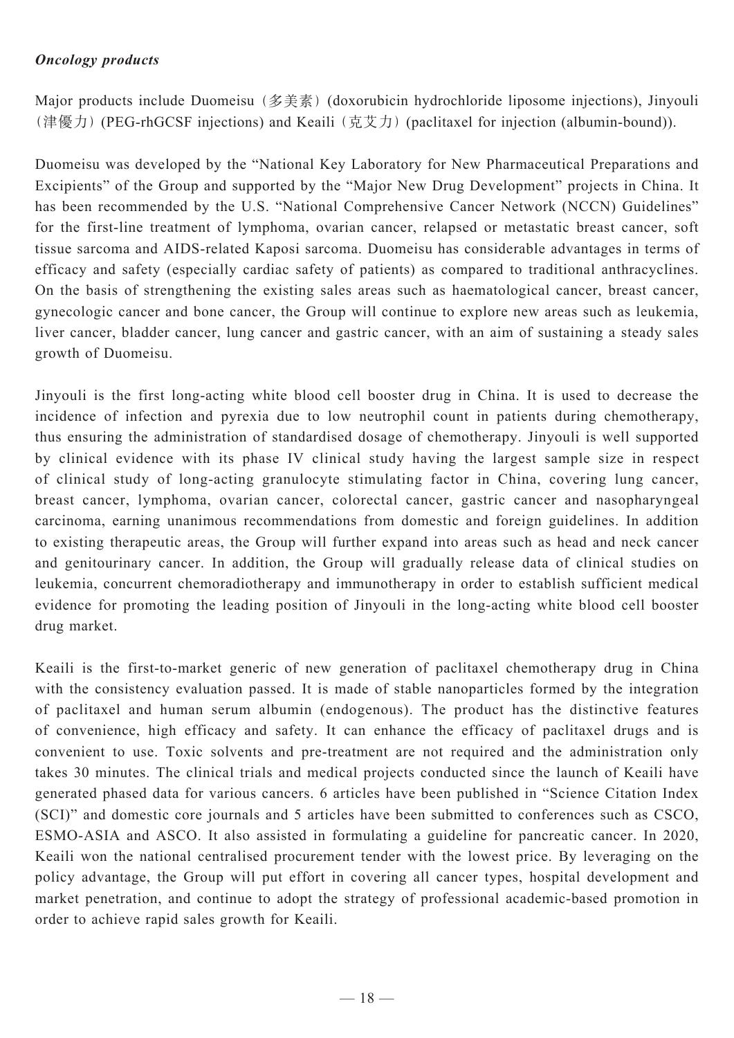***Oncology products***

Major products include Duomeisu（多美素）(doxorubicin hydrochloride liposome injections), Jinyouli（津優力）(PEG-rhGCSF injections) and Keaili（克艾力）(paclitaxel for injection (albumin-bound)).

Duomeisu was developed by the "National Key Laboratory for New Pharmaceutical Preparations and Excipients" of the Group and supported by the "Major New Drug Development" projects in China. It has been recommended by the U.S. "National Comprehensive Cancer Network (NCCN) Guidelines" for the first-line treatment of lymphoma, ovarian cancer, relapsed or metastatic breast cancer, soft tissue sarcoma and AIDS-related Kaposi sarcoma. Duomeisu has considerable advantages in terms of efficacy and safety (especially cardiac safety of patients) as compared to traditional anthracyclines. On the basis of strengthening the existing sales areas such as haematological cancer, breast cancer, gynecologic cancer and bone cancer, the Group will continue to explore new areas such as leukemia, liver cancer, bladder cancer, lung cancer and gastric cancer, with an aim of sustaining a steady sales growth of Duomeisu.

Jinyouli is the first long-acting white blood cell booster drug in China. It is used to decrease the incidence of infection and pyrexia due to low neutrophil count in patients during chemotherapy, thus ensuring the administration of standardised dosage of chemotherapy. Jinyouli is well supported by clinical evidence with its phase IV clinical study having the largest sample size in respect of clinical study of long-acting granulocyte stimulating factor in China, covering lung cancer, breast cancer, lymphoma, ovarian cancer, colorectal cancer, gastric cancer and nasopharyngeal carcinoma, earning unanimous recommendations from domestic and foreign guidelines. In addition to existing therapeutic areas, the Group will further expand into areas such as head and neck cancer and genitourinary cancer. In addition, the Group will gradually release data of clinical studies on leukemia, concurrent chemoradiotherapy and immunotherapy in order to establish sufficient medical evidence for promoting the leading position of Jinyouli in the long-acting white blood cell booster drug market.

Keaili is the first-to-market generic of new generation of paclitaxel chemotherapy drug in China with the consistency evaluation passed. It is made of stable nanoparticles formed by the integration of paclitaxel and human serum albumin (endogenous). The product has the distinctive features of convenience, high efficacy and safety. It can enhance the efficacy of paclitaxel drugs and is convenient to use. Toxic solvents and pre-treatment are not required and the administration only takes 30 minutes. The clinical trials and medical projects conducted since the launch of Keaili have generated phased data for various cancers. 6 articles have been published in "Science Citation Index (SCI)" and domestic core journals and 5 articles have been submitted to conferences such as CSCO, ESMO-ASIA and ASCO. It also assisted in formulating a guideline for pancreatic cancer. In 2020, Keaili won the national centralised procurement tender with the lowest price. By leveraging on the policy advantage, the Group will put effort in covering all cancer types, hospital development and market penetration, and continue to adopt the strategy of professional academic-based promotion in order to achieve rapid sales growth for Keaili.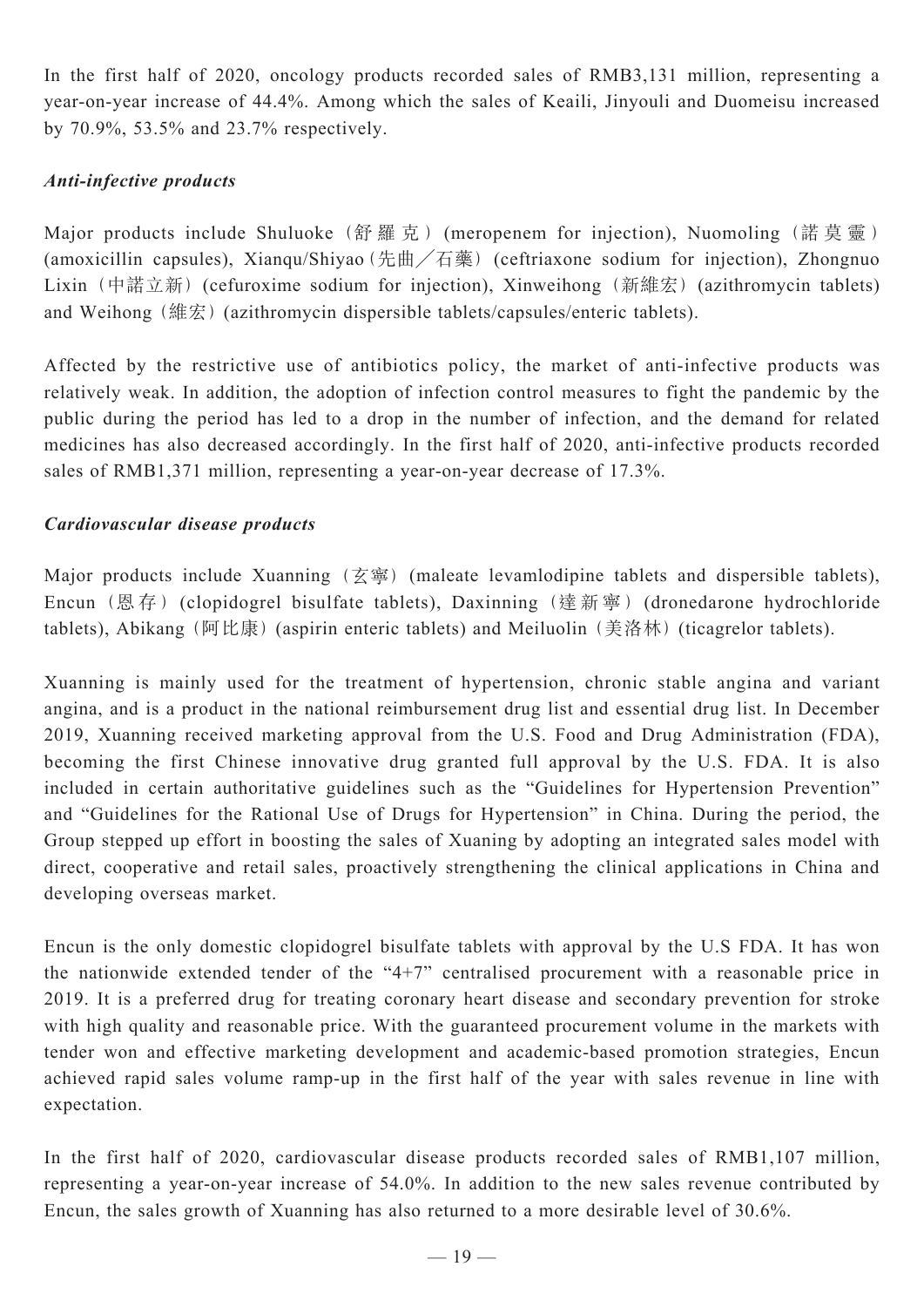In the first half of 2020, oncology products recorded sales of RMB3,131 million, representing a year-on-year increase of 44.4%. Among which the sales of Keaili, Jinyouli and Duomeisu increased by 70.9%, 53.5% and 23.7% respectively.

***Anti-infective products***

Major products include Shuluoke (舒羅克) (meropenem for injection), Nuomoling (諾莫靈) (amoxicillin capsules), Xianqu/Shiyao (先曲／石藥) (ceftriaxone sodium for injection), Zhongnuo Lixin (中諾立新) (cefuroxime sodium for injection), Xinweihong (新維宏) (azithromycin tablets) and Weihong (維宏) (azithromycin dispersible tablets/capsules/enteric tablets).

Affected by the restrictive use of antibiotics policy, the market of anti-infective products was relatively weak. In addition, the adoption of infection control measures to fight the pandemic by the public during the period has led to a drop in the number of infection, and the demand for related medicines has also decreased accordingly. In the first half of 2020, anti-infective products recorded sales of RMB1,371 million, representing a year-on-year decrease of 17.3%.

***Cardiovascular disease products***

Major products include Xuanning (玄寧) (maleate levamlodipine tablets and dispersible tablets), Encun (恩存) (clopidogrel bisulfate tablets), Daxinning (達新寧) (dronedarone hydrochloride tablets), Abikang (阿比康) (aspirin enteric tablets) and Meiluolin (美洛林) (ticagrelor tablets).

Xuanning is mainly used for the treatment of hypertension, chronic stable angina and variant angina, and is a product in the national reimbursement drug list and essential drug list. In December 2019, Xuanning received marketing approval from the U.S. Food and Drug Administration (FDA), becoming the first Chinese innovative drug granted full approval by the U.S. FDA. It is also included in certain authoritative guidelines such as the "Guidelines for Hypertension Prevention" and "Guidelines for the Rational Use of Drugs for Hypertension" in China. During the period, the Group stepped up effort in boosting the sales of Xuaning by adopting an integrated sales model with direct, cooperative and retail sales, proactively strengthening the clinical applications in China and developing overseas market.

Encun is the only domestic clopidogrel bisulfate tablets with approval by the U.S FDA. It has won the nationwide extended tender of the "4+7" centralised procurement with a reasonable price in 2019. It is a preferred drug for treating coronary heart disease and secondary prevention for stroke with high quality and reasonable price. With the guaranteed procurement volume in the markets with tender won and effective marketing development and academic-based promotion strategies, Encun achieved rapid sales volume ramp-up in the first half of the year with sales revenue in line with expectation.

In the first half of 2020, cardiovascular disease products recorded sales of RMB1,107 million, representing a year-on-year increase of 54.0%. In addition to the new sales revenue contributed by Encun, the sales growth of Xuanning has also returned to a more desirable level of 30.6%.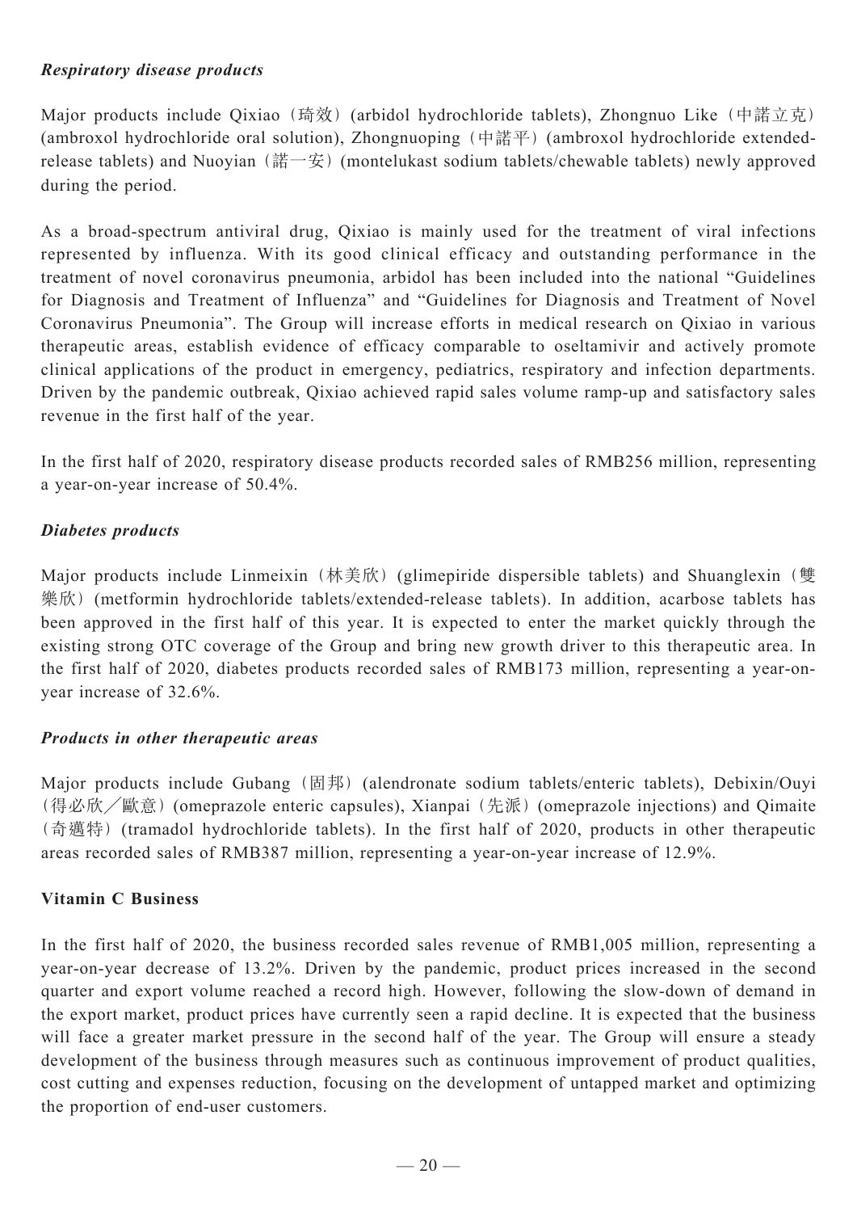*Respiratory disease products*

Major products include Qixiao（琦效）(arbidol hydrochloride tablets), Zhongnuo Like（中諾立克）(ambroxol hydrochloride oral solution), Zhongnuoping（中諾平）(ambroxol hydrochloride extended-release tablets) and Nuoyian（諾一安）(montelukast sodium tablets/chewable tablets) newly approved during the period.

As a broad-spectrum antiviral drug, Qixiao is mainly used for the treatment of viral infections represented by influenza. With its good clinical efficacy and outstanding performance in the treatment of novel coronavirus pneumonia, arbidol has been included into the national "Guidelines for Diagnosis and Treatment of Influenza" and "Guidelines for Diagnosis and Treatment of Novel Coronavirus Pneumonia". The Group will increase efforts in medical research on Qixiao in various therapeutic areas, establish evidence of efficacy comparable to oseltamivir and actively promote clinical applications of the product in emergency, pediatrics, respiratory and infection departments. Driven by the pandemic outbreak, Qixiao achieved rapid sales volume ramp-up and satisfactory sales revenue in the first half of the year.

In the first half of 2020, respiratory disease products recorded sales of RMB256 million, representing a year-on-year increase of 50.4%.

*Diabetes products*

Major products include Linmeixin（林美欣）(glimepiride dispersible tablets) and Shuanglexin（雙樂欣）(metformin hydrochloride tablets/extended-release tablets). In addition, acarbose tablets has been approved in the first half of this year. It is expected to enter the market quickly through the existing strong OTC coverage of the Group and bring new growth driver to this therapeutic area. In the first half of 2020, diabetes products recorded sales of RMB173 million, representing a year-on-year increase of 32.6%.

*Products in other therapeutic areas*

Major products include Gubang（固邦）(alendronate sodium tablets/enteric tablets), Debixin/Ouyi（得必欣／歐意）(omeprazole enteric capsules), Xianpai（先派）(omeprazole injections) and Qimaite（奇邁特）(tramadol hydrochloride tablets). In the first half of 2020, products in other therapeutic areas recorded sales of RMB387 million, representing a year-on-year increase of 12.9%.

**Vitamin C Business**

In the first half of 2020, the business recorded sales revenue of RMB1,005 million, representing a year-on-year decrease of 13.2%. Driven by the pandemic, product prices increased in the second quarter and export volume reached a record high. However, following the slow-down of demand in the export market, product prices have currently seen a rapid decline. It is expected that the business will face a greater market pressure in the second half of the year. The Group will ensure a steady development of the business through measures such as continuous improvement of product qualities, cost cutting and expenses reduction, focusing on the development of untapped market and optimizing the proportion of end-user customers.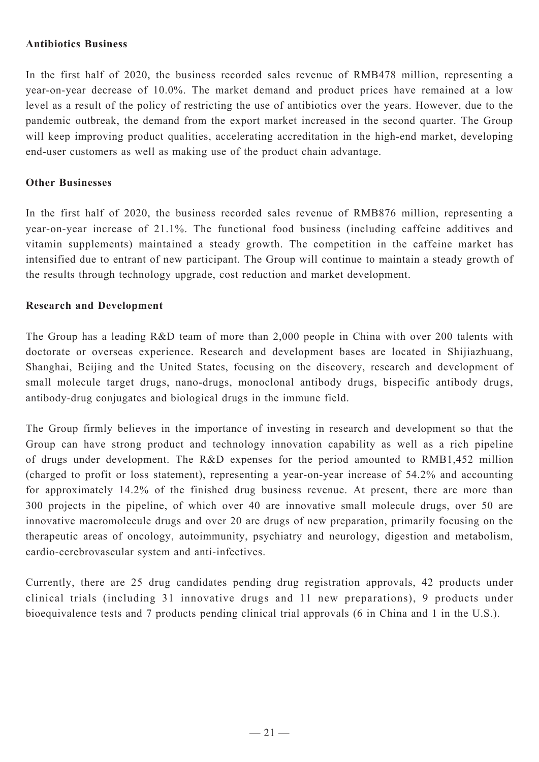**Antibiotics Business**

In the first half of 2020, the business recorded sales revenue of RMB478 million, representing a year-on-year decrease of 10.0%. The market demand and product prices have remained at a low level as a result of the policy of restricting the use of antibiotics over the years. However, due to the pandemic outbreak, the demand from the export market increased in the second quarter. The Group will keep improving product qualities, accelerating accreditation in the high-end market, developing end-user customers as well as making use of the product chain advantage.

**Other Businesses**

In the first half of 2020, the business recorded sales revenue of RMB876 million, representing a year-on-year increase of 21.1%. The functional food business (including caffeine additives and vitamin supplements) maintained a steady growth. The competition in the caffeine market has intensified due to entrant of new participant. The Group will continue to maintain a steady growth of the results through technology upgrade, cost reduction and market development.

**Research and Development**

The Group has a leading R&D team of more than 2,000 people in China with over 200 talents with doctorate or overseas experience. Research and development bases are located in Shijiazhuang, Shanghai, Beijing and the United States, focusing on the discovery, research and development of small molecule target drugs, nano-drugs, monoclonal antibody drugs, bispecific antibody drugs, antibody-drug conjugates and biological drugs in the immune field.

The Group firmly believes in the importance of investing in research and development so that the Group can have strong product and technology innovation capability as well as a rich pipeline of drugs under development. The R&D expenses for the period amounted to RMB1,452 million (charged to profit or loss statement), representing a year-on-year increase of 54.2% and accounting for approximately 14.2% of the finished drug business revenue. At present, there are more than 300 projects in the pipeline, of which over 40 are innovative small molecule drugs, over 50 are innovative macromolecule drugs and over 20 are drugs of new preparation, primarily focusing on the therapeutic areas of oncology, autoimmunity, psychiatry and neurology, digestion and metabolism, cardio-cerebrovascular system and anti-infectives.

Currently, there are 25 drug candidates pending drug registration approvals, 42 products under clinical trials (including 31 innovative drugs and 11 new preparations), 9 products under bioequivalence tests and 7 products pending clinical trial approvals (6 in China and 1 in the U.S.).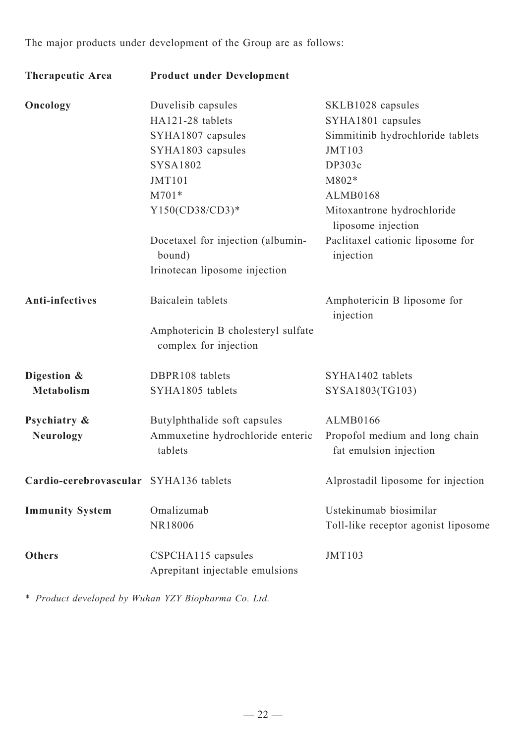The major products under development of the Group are as follows:

| Therapeutic Area | Product under Development | |
|---|---|---|
| **Oncology** | Duvelisib capsules | SKLB1028 capsules |
| | HA121-28 tablets | SYHA1801 capsules |
| | SYHA1807 capsules | Simmitinib hydrochloride tablets |
| | SYHA1803 capsules | JMT103 |
| | SYSA1802 | DP303c |
| | JMT101 | M802* |
| | M701* | ALMB0168 |
| | Y150(CD38/CD3)* | Mitoxantrone hydrochloride liposome injection |
| | Docetaxel for injection (albumin-bound) | Paclitaxel cationic liposome for injection |
| | Irinotecan liposome injection | |
| **Anti-infectives** | Baicalein tablets | Amphotericin B liposome for injection |
| | Amphotericin B cholesteryl sulfate complex for injection | |
| **Digestion & Metabolism** | DBPR108 tablets | SYHA1402 tablets |
| | SYHA1805 tablets | SYSA1803(TG103) |
| **Psychiatry & Neurology** | Butylphthalide soft capsules | ALMB0166 |
| | Ammuxetine hydrochloride enteric tablets | Propofol medium and long chain fat emulsion injection |
| **Cardio-cerebrovascular** | SYHA136 tablets | Alprostadil liposome for injection |
| **Immunity System** | Omalizumab | Ustekinumab biosimilar |
| | NR18006 | Toll-like receptor agonist liposome |
| **Others** | CSPCHA115 capsules | JMT103 |
| | Aprepitant injectable emulsions | |

\* *Product developed by Wuhan YZY Biopharma Co. Ltd.*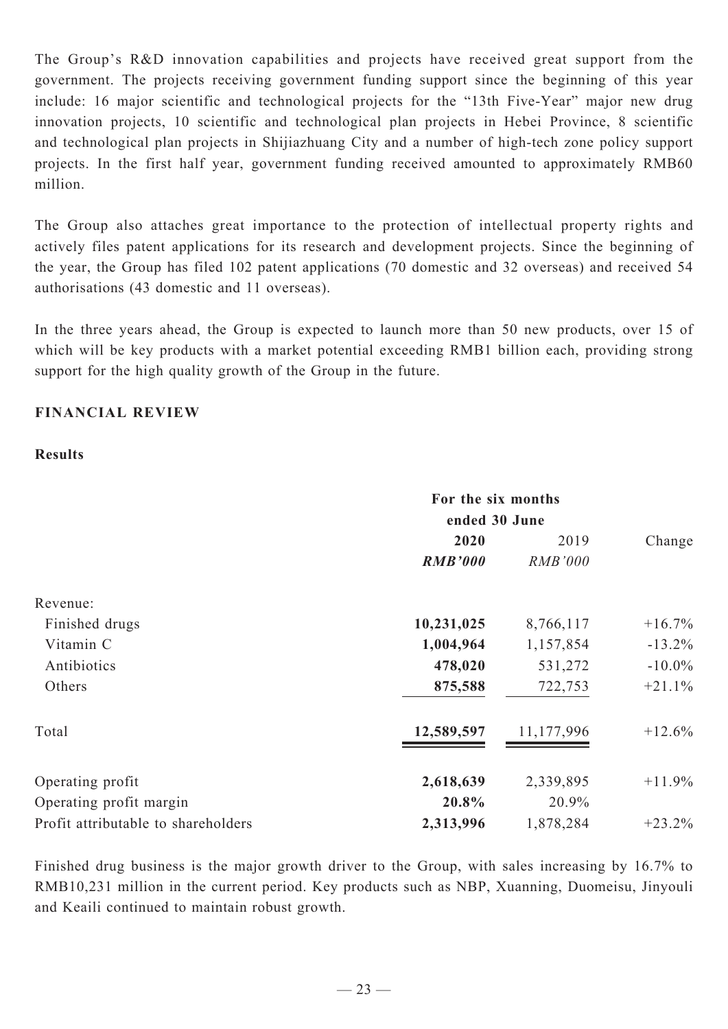The Group's R&D innovation capabilities and projects have received great support from the government. The projects receiving government funding support since the beginning of this year include: 16 major scientific and technological projects for the "13th Five-Year" major new drug innovation projects, 10 scientific and technological plan projects in Hebei Province, 8 scientific and technological plan projects in Shijiazhuang City and a number of high-tech zone policy support projects. In the first half year, government funding received amounted to approximately RMB60 million.

The Group also attaches great importance to the protection of intellectual property rights and actively files patent applications for its research and development projects. Since the beginning of the year, the Group has filed 102 patent applications (70 domestic and 32 overseas) and received 54 authorisations (43 domestic and 11 overseas).

In the three years ahead, the Group is expected to launch more than 50 new products, over 15 of which will be key products with a market potential exceeding RMB1 billion each, providing strong support for the high quality growth of the Group in the future.

## FINANCIAL REVIEW

### Results

| | For the six months ended 30 June | | |
|---|---|---|---|
| | **2020** | 2019 | Change |
| | ***RMB'000*** | *RMB'000* | |
| Revenue: | | | |
| Finished drugs | **10,231,025** | 8,766,117 | +16.7% |
| Vitamin C | **1,004,964** | 1,157,854 | -13.2% |
| Antibiotics | **478,020** | 531,272 | -10.0% |
| Others | **875,588** | 722,753 | +21.1% |
| Total | **12,589,597** | 11,177,996 | +12.6% |
| Operating profit | **2,618,639** | 2,339,895 | +11.9% |
| Operating profit margin | **20.8%** | 20.9% | |
| Profit attributable to shareholders | **2,313,996** | 1,878,284 | +23.2% |

Finished drug business is the major growth driver to the Group, with sales increasing by 16.7% to RMB10,231 million in the current period. Key products such as NBP, Xuanning, Duomeisu, Jinyouli and Keaili continued to maintain robust growth.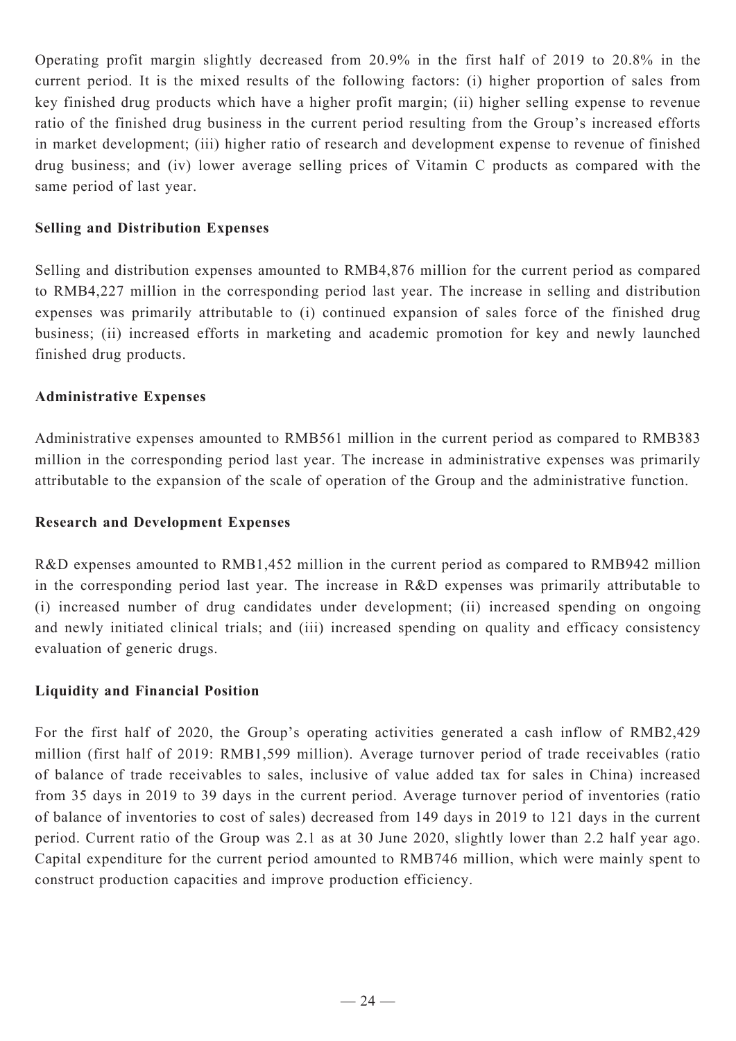Operating profit margin slightly decreased from 20.9% in the first half of 2019 to 20.8% in the current period. It is the mixed results of the following factors: (i) higher proportion of sales from key finished drug products which have a higher profit margin; (ii) higher selling expense to revenue ratio of the finished drug business in the current period resulting from the Group's increased efforts in market development; (iii) higher ratio of research and development expense to revenue of finished drug business; and (iv) lower average selling prices of Vitamin C products as compared with the same period of last year.

**Selling and Distribution Expenses**

Selling and distribution expenses amounted to RMB4,876 million for the current period as compared to RMB4,227 million in the corresponding period last year. The increase in selling and distribution expenses was primarily attributable to (i) continued expansion of sales force of the finished drug business; (ii) increased efforts in marketing and academic promotion for key and newly launched finished drug products.

**Administrative Expenses**

Administrative expenses amounted to RMB561 million in the current period as compared to RMB383 million in the corresponding period last year. The increase in administrative expenses was primarily attributable to the expansion of the scale of operation of the Group and the administrative function.

**Research and Development Expenses**

R&D expenses amounted to RMB1,452 million in the current period as compared to RMB942 million in the corresponding period last year. The increase in R&D expenses was primarily attributable to (i) increased number of drug candidates under development; (ii) increased spending on ongoing and newly initiated clinical trials; and (iii) increased spending on quality and efficacy consistency evaluation of generic drugs.

**Liquidity and Financial Position**

For the first half of 2020, the Group's operating activities generated a cash inflow of RMB2,429 million (first half of 2019: RMB1,599 million). Average turnover period of trade receivables (ratio of balance of trade receivables to sales, inclusive of value added tax for sales in China) increased from 35 days in 2019 to 39 days in the current period. Average turnover period of inventories (ratio of balance of inventories to cost of sales) decreased from 149 days in 2019 to 121 days in the current period. Current ratio of the Group was 2.1 as at 30 June 2020, slightly lower than 2.2 half year ago. Capital expenditure for the current period amounted to RMB746 million, which were mainly spent to construct production capacities and improve production efficiency.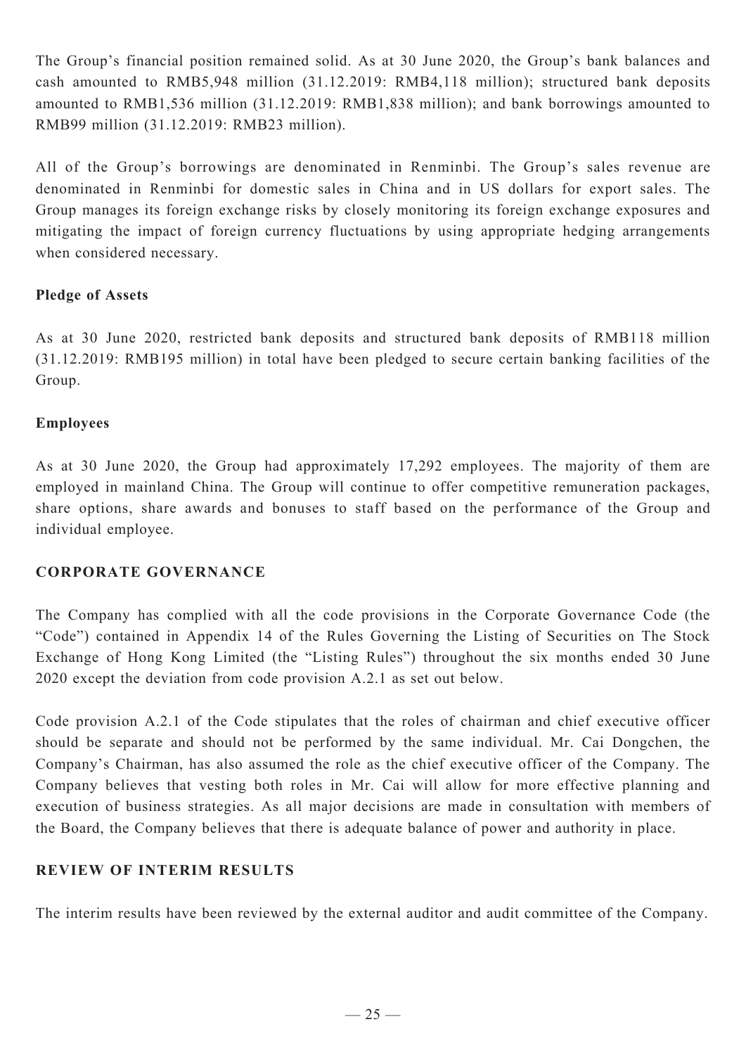The Group's financial position remained solid. As at 30 June 2020, the Group's bank balances and cash amounted to RMB5,948 million (31.12.2019: RMB4,118 million); structured bank deposits amounted to RMB1,536 million (31.12.2019: RMB1,838 million); and bank borrowings amounted to RMB99 million (31.12.2019: RMB23 million).

All of the Group's borrowings are denominated in Renminbi. The Group's sales revenue are denominated in Renminbi for domestic sales in China and in US dollars for export sales. The Group manages its foreign exchange risks by closely monitoring its foreign exchange exposures and mitigating the impact of foreign currency fluctuations by using appropriate hedging arrangements when considered necessary.

**Pledge of Assets**

As at 30 June 2020, restricted bank deposits and structured bank deposits of RMB118 million (31.12.2019: RMB195 million) in total have been pledged to secure certain banking facilities of the Group.

**Employees**

As at 30 June 2020, the Group had approximately 17,292 employees. The majority of them are employed in mainland China. The Group will continue to offer competitive remuneration packages, share options, share awards and bonuses to staff based on the performance of the Group and individual employee.

## CORPORATE GOVERNANCE

The Company has complied with all the code provisions in the Corporate Governance Code (the "Code") contained in Appendix 14 of the Rules Governing the Listing of Securities on The Stock Exchange of Hong Kong Limited (the "Listing Rules") throughout the six months ended 30 June 2020 except the deviation from code provision A.2.1 as set out below.

Code provision A.2.1 of the Code stipulates that the roles of chairman and chief executive officer should be separate and should not be performed by the same individual. Mr. Cai Dongchen, the Company's Chairman, has also assumed the role as the chief executive officer of the Company. The Company believes that vesting both roles in Mr. Cai will allow for more effective planning and execution of business strategies. As all major decisions are made in consultation with members of the Board, the Company believes that there is adequate balance of power and authority in place.

## REVIEW OF INTERIM RESULTS

The interim results have been reviewed by the external auditor and audit committee of the Company.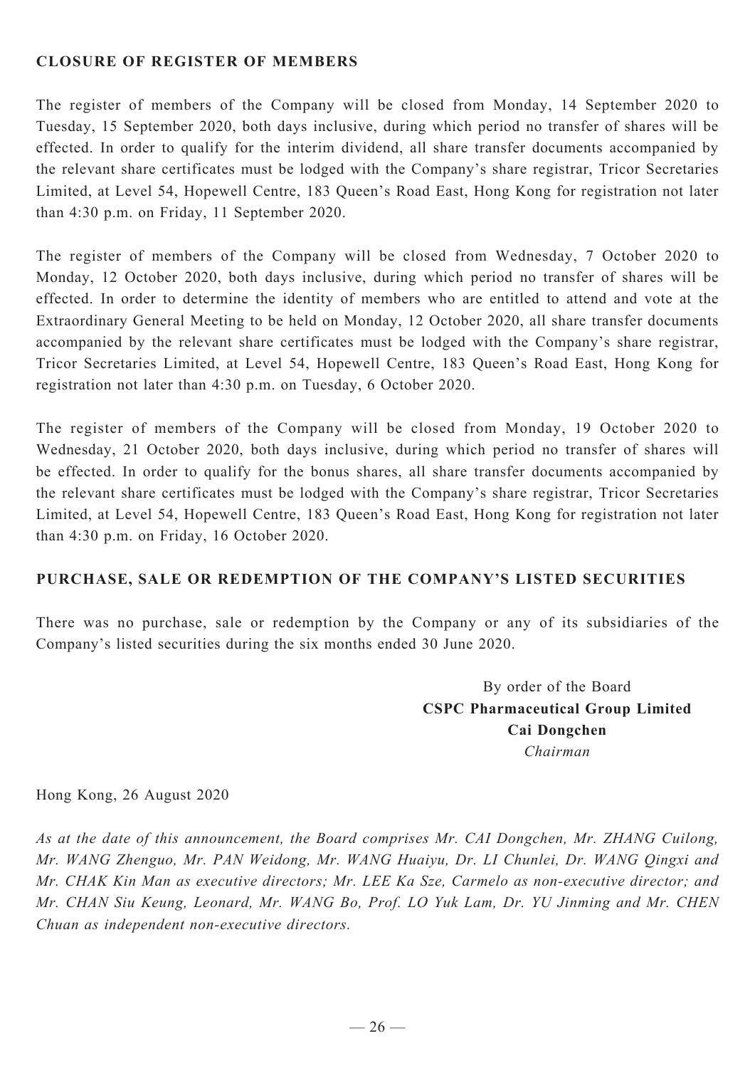## CLOSURE OF REGISTER OF MEMBERS

The register of members of the Company will be closed from Monday, 14 September 2020 to Tuesday, 15 September 2020, both days inclusive, during which period no transfer of shares will be effected. In order to qualify for the interim dividend, all share transfer documents accompanied by the relevant share certificates must be lodged with the Company's share registrar, Tricor Secretaries Limited, at Level 54, Hopewell Centre, 183 Queen's Road East, Hong Kong for registration not later than 4:30 p.m. on Friday, 11 September 2020.

The register of members of the Company will be closed from Wednesday, 7 October 2020 to Monday, 12 October 2020, both days inclusive, during which period no transfer of shares will be effected. In order to determine the identity of members who are entitled to attend and vote at the Extraordinary General Meeting to be held on Monday, 12 October 2020, all share transfer documents accompanied by the relevant share certificates must be lodged with the Company's share registrar, Tricor Secretaries Limited, at Level 54, Hopewell Centre, 183 Queen's Road East, Hong Kong for registration not later than 4:30 p.m. on Tuesday, 6 October 2020.

The register of members of the Company will be closed from Monday, 19 October 2020 to Wednesday, 21 October 2020, both days inclusive, during which period no transfer of shares will be effected. In order to qualify for the bonus shares, all share transfer documents accompanied by the relevant share certificates must be lodged with the Company's share registrar, Tricor Secretaries Limited, at Level 54, Hopewell Centre, 183 Queen's Road East, Hong Kong for registration not later than 4:30 p.m. on Friday, 16 October 2020.

## PURCHASE, SALE OR REDEMPTION OF THE COMPANY'S LISTED SECURITIES

There was no purchase, sale or redemption by the Company or any of its subsidiaries of the Company's listed securities during the six months ended 30 June 2020.

By order of the Board
**CSPC Pharmaceutical Group Limited**
**Cai Dongchen**
*Chairman*

Hong Kong, 26 August 2020

*As at the date of this announcement, the Board comprises Mr. CAI Dongchen, Mr. ZHANG Cuilong, Mr. WANG Zhenguo, Mr. PAN Weidong, Mr. WANG Huaiyu, Dr. LI Chunlei, Dr. WANG Qingxi and Mr. CHAK Kin Man as executive directors; Mr. LEE Ka Sze, Carmelo as non-executive director; and Mr. CHAN Siu Keung, Leonard, Mr. WANG Bo, Prof. LO Yuk Lam, Dr. YU Jinming and Mr. CHEN Chuan as independent non-executive directors.*